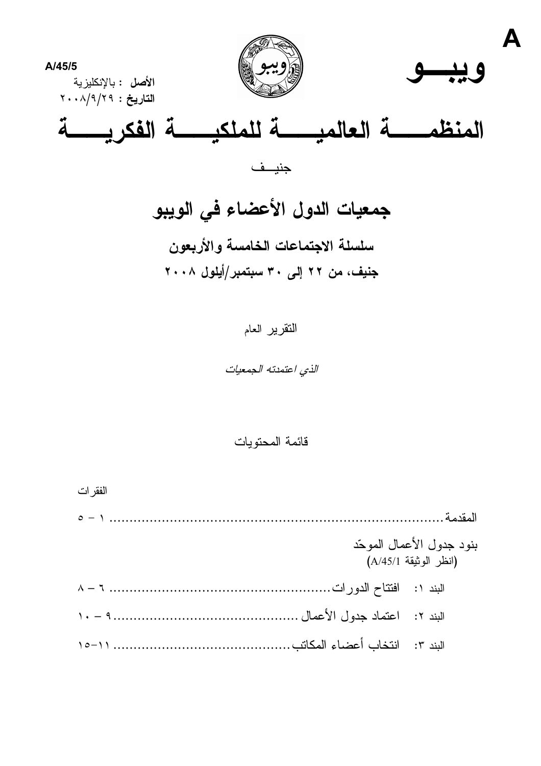A

A/45/5

**الأصل** : بالإنكليزية
**التاريخ** : ٢٠٠٨/٩/٢٩

# ويبـــو

# المنظمـــــة العالميـــــة للملكيـــــة الفكريـــــة

جنيــف

## جمعيات الدول الأعضاء في الويبو

### سلسلة الاجتماعات الخامسة والأربعون

### جنيف، من ٢٢ إلى ٣٠ سبتمبر/أيلول ٢٠٠٨

التقرير العام

*الذي اعتمدته الجمعيات*

قائمة المحتويات

الفقرات

المقدمة ................................................................................ ١ – ٥

بنود جدول الأعمال الموحّد
(انظر الوثيقة A/45/1)

البند ١: افتتاح الدورات........................................................ ٦ – ٨

البند ٢: اعتماد جدول الأعمال ............................................... ٩ – ١٠

البند ٣: انتخاب أعضاء المكاتب............................................ ١١–١٥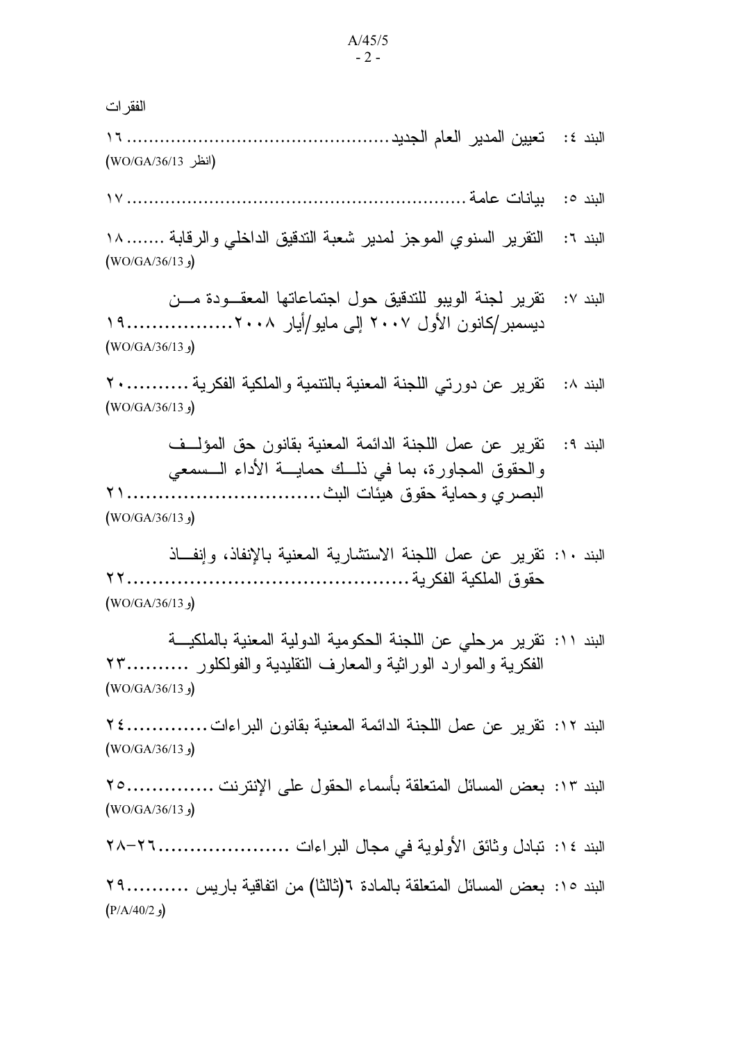الفقرات

البند ٤: تعيين المدير العام الجديد................................................. ١٦
(انظر WO/GA/36/13)

البند ٥: بيانات عامة.............................................................. ١٧

البند ٦: التقرير السنوي الموجز لمدير شعبة التدقيق الداخلي والرقابة ....... ١٨
(و WO/GA/36/13)

البند ٧: تقرير لجنة الويبو للتدقيق حول اجتماعاتها المعقودة من ديسمبر/كانون الأول ٢٠٠٧ إلى مايو/أيار ٢٠٠٨................. ١٩
(و WO/GA/36/13)

البند ٨: تقرير عن دورتي اللجنة المعنية بالتنمية والملكية الفكرية ........... ٢٠
(و WO/GA/36/13)

البند ٩: تقرير عن عمل اللجنة الدائمة المعنية بقانون حق المؤلف والحقوق المجاورة، بما في ذلك حماية الأداء السمعي البصري وحماية حقوق هيئات البث................................ ٢١
(و WO/GA/36/13)

البند ١٠: تقرير عن عمل اللجنة الاستشارية المعنية بالإنفاذ، وإنفاذ حقوق الملكية الفكرية.............................................. ٢٢
(و WO/GA/36/13)

البند ١١: تقرير مرحلي عن اللجنة الحكومية الدولية المعنية بالملكية الفكرية والموارد الوراثية والمعارف التقليدية والفولكلور .......... ٢٣
(و WO/GA/36/13)

البند ١٢: تقرير عن عمل اللجنة الدائمة المعنية بقانون البراءات.............. ٢٤
(و WO/GA/36/13)

البند ١٣: بعض المسائل المتعلقة بأسماء الحقول على الإنترنت .............. ٢٥
(و WO/GA/36/13)

البند ١٤: تبادل وثائق الأولوية في مجال البراءات ...................... ٢٦–٢٨

البند ١٥: بعض المسائل المتعلقة بالمادة ٦(ثالثا) من اتفاقية باريس .......... ٢٩
(و P/A/40/2)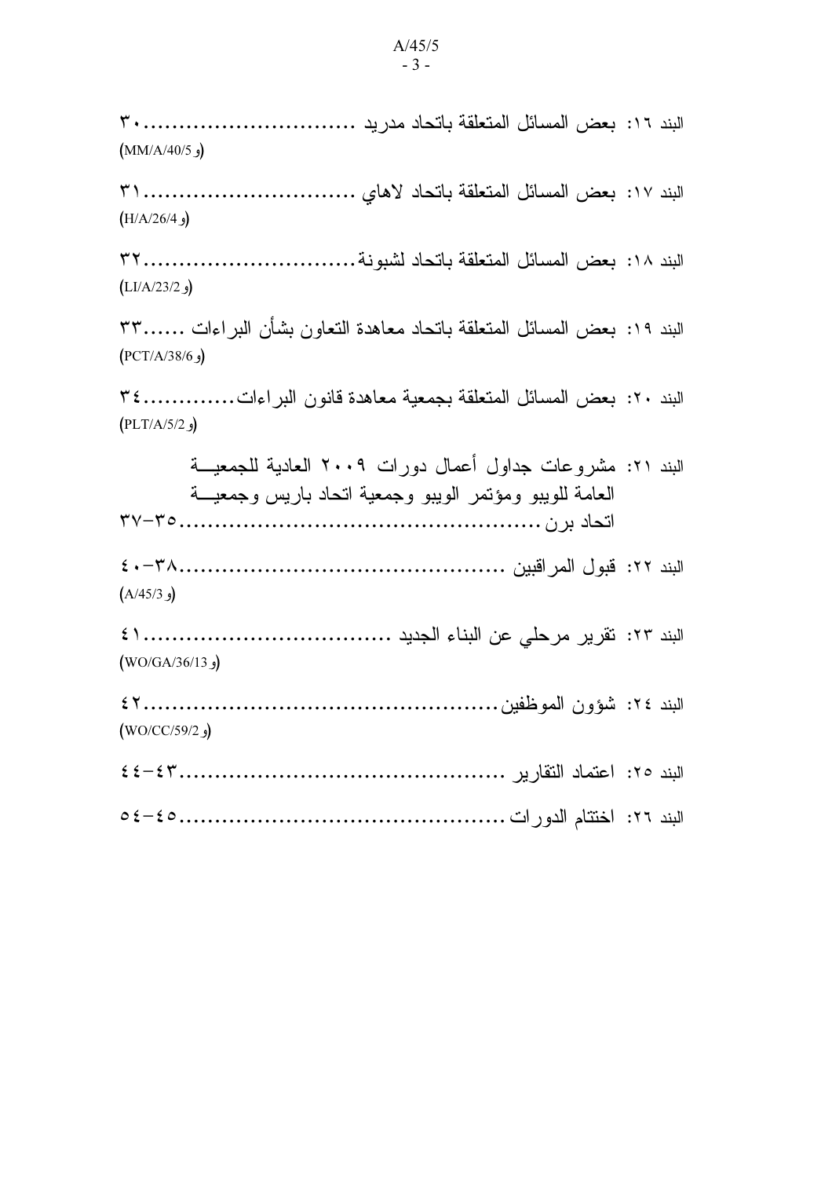البند ١٦: بعض المسائل المتعلقة باتحاد مدريد .............................. ٣٠
(MM/A/40/5 و)

البند ١٧: بعض المسائل المتعلقة باتحاد لاهاي .............................. ٣١
(H/A/26/4 و)

البند ١٨: بعض المسائل المتعلقة باتحاد لشبونة.............................. ٣٢
(LI/A/23/2 و)

البند ١٩: بعض المسائل المتعلقة باتحاد معاهدة التعاون بشأن البراءات ...... ٣٣
(PCT/A/38/6 و)

البند ٢٠: بعض المسائل المتعلقة بجمعية معاهدة قانون البراءات............ ٣٤
(PLT/A/5/2 و)

البند ٢١: مشروعات جداول أعمال دورات ٢٠٠٩ العادية للجمعية العامة للويبو ومؤتمر الويبو وجمعية اتحاد باريس وجمعية اتحاد برن .................................................. ٣٥-٣٧

البند ٢٢: قبول المراقبين .............................................. ٣٨-٤٠
(A/45/3 و)

البند ٢٣: تقرير مرحلي عن البناء الجديد .................................. ٤١
(WO/GA/36/13 و)

البند ٢٤: شؤون الموظفين................................................. ٤٢
(WO/CC/59/2 و)

البند ٢٥: اعتماد التقارير ............................................. ٤٣-٤٤

البند ٢٦: اختتام الدورات .............................................. ٤٥-٥٤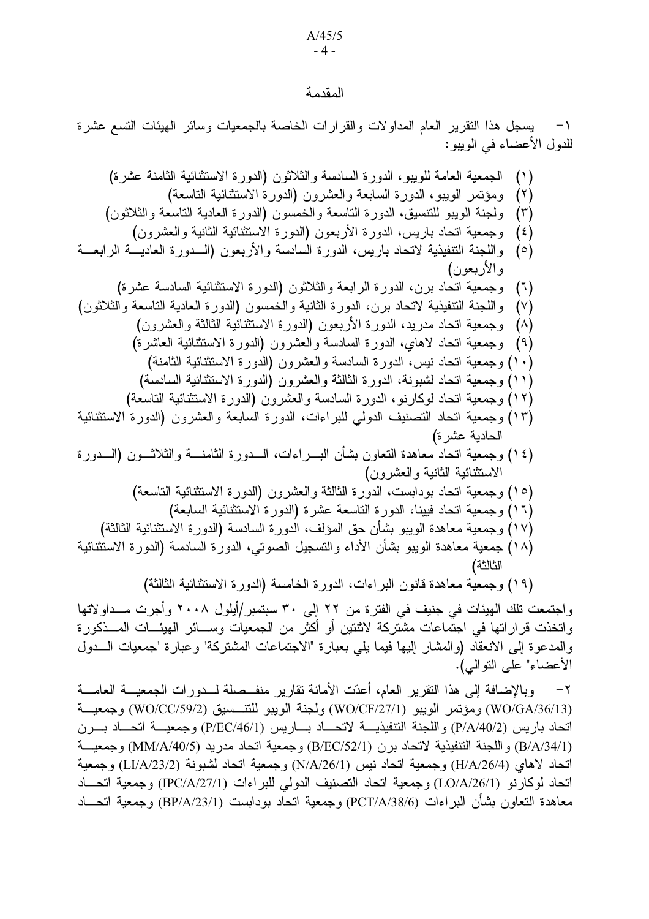## المقدمة

١- يسجل هذا التقرير العام المداولات والقرارات الخاصة بالجمعيات وسائر الهيئات التسع عشرة للدول الأعضاء في الويبو:

(١) الجمعية العامة للويبو، الدورة السادسة والثلاثون (الدورة الاستثنائية الثامنة عشرة)
(٢) ومؤتمر الويبو، الدورة السابعة والعشرون (الدورة الاستثنائية التاسعة)
(٣) ولجنة الويبو للتنسيق، الدورة التاسعة والخمسون (الدورة العادية التاسعة والثلاثون)
(٤) وجمعية اتحاد باريس، الدورة الأربعون (الدورة الاستثنائية الثانية والعشرون)
(٥) واللجنة التنفيذية لاتحاد باريس، الدورة السادسة والأربعون (الدورة العادية الرابعة والأربعون)
(٦) وجمعية اتحاد برن، الدورة الرابعة والثلاثون (الدورة الاستثنائية السادسة عشرة)
(٧) واللجنة التنفيذية لاتحاد برن، الدورة الثانية والخمسون (الدورة العادية التاسعة والثلاثون)
(٨) وجمعية اتحاد مدريد، الدورة الأربعون (الدورة الاستثنائية الثالثة والعشرون)
(٩) وجمعية اتحاد لاهاي، الدورة السادسة والعشرون (الدورة الاستثنائية العاشرة)
(١٠) وجمعية اتحاد نيس، الدورة السادسة والعشرون (الدورة الاستثنائية الثامنة)
(١١) وجمعية اتحاد لشبونة، الدورة الثالثة والعشرون (الدورة الاستثنائية السادسة)
(١٢) وجمعية اتحاد لوكارنو، الدورة السادسة والعشرون (الدورة الاستثنائية التاسعة)
(١٣) وجمعية اتحاد التصنيف الدولي للبراءات، الدورة السابعة والعشرون (الدورة الاستثنائية الحادية عشرة)
(١٤) وجمعية اتحاد معاهدة التعاون بشأن البراءات، الدورة الثامنة والثلاثون (الدورة الاستثنائية الثانية والعشرون)
(١٥) وجمعية اتحاد بودابست، الدورة الثالثة والعشرون (الدورة الاستثنائية التاسعة)
(١٦) وجمعية اتحاد فيينا، الدورة التاسعة عشرة (الدورة الاستثنائية السابعة)
(١٧) وجمعية معاهدة الويبو بشأن حق المؤلف، الدورة السادسة (الدورة الاستثنائية الثالثة)
(١٨) جمعية معاهدة الويبو بشأن الأداء والتسجيل الصوتي، الدورة السادسة (الدورة الاستثنائية الثالثة)
(١٩) وجمعية معاهدة قانون البراءات، الدورة الخامسة (الدورة الاستثنائية الثالثة)

واجتمعت تلك الهيئات في جنيف في الفترة من ٢٢ إلى ٣٠ سبتمبر/أيلول ٢٠٠٨ وأجرت مداولاتها واتخذت قراراتها في اجتماعات مشتركة لاثنتين أو أكثر من الجمعيات وسائر الهيئات المذكورة والمدعوة إلى الانعقاد (والمشار إليها فيما يلي بعبارة "الاجتماعات المشتركة" وعبارة "جمعيات الدول الأعضاء" على التوالي).

٢- وبالإضافة إلى هذا التقرير العام، أعدّت الأمانة تقارير منفصلة لدورات الجمعية العامة (WO/GA/36/13) ومؤتمر الويبو (WO/CF/27/1) ولجنة الويبو للتنسيق (WO/CC/59/2) وجمعية اتحاد باريس (P/A/40/2) واللجنة التنفيذية لاتحاد باريس (P/EC/46/1) وجمعية اتحاد برن (B/A/34/1) واللجنة التنفيذية لاتحاد برن (B/EC/52/1) وجمعية اتحاد مدريد (MM/A/40/5) وجمعية اتحاد لاهاي (H/A/26/4) وجمعية اتحاد نيس (N/A/26/1) وجمعية اتحاد لشبونة (LI/A/23/2) وجمعية اتحاد لوكارنو (LO/A/26/1) وجمعية اتحاد التصنيف الدولي للبراءات (IPC/A/27/1) وجمعية اتحاد معاهدة التعاون بشأن البراءات (PCT/A/38/6) وجمعية اتحاد بودابست (BP/A/23/1) وجمعية اتحاد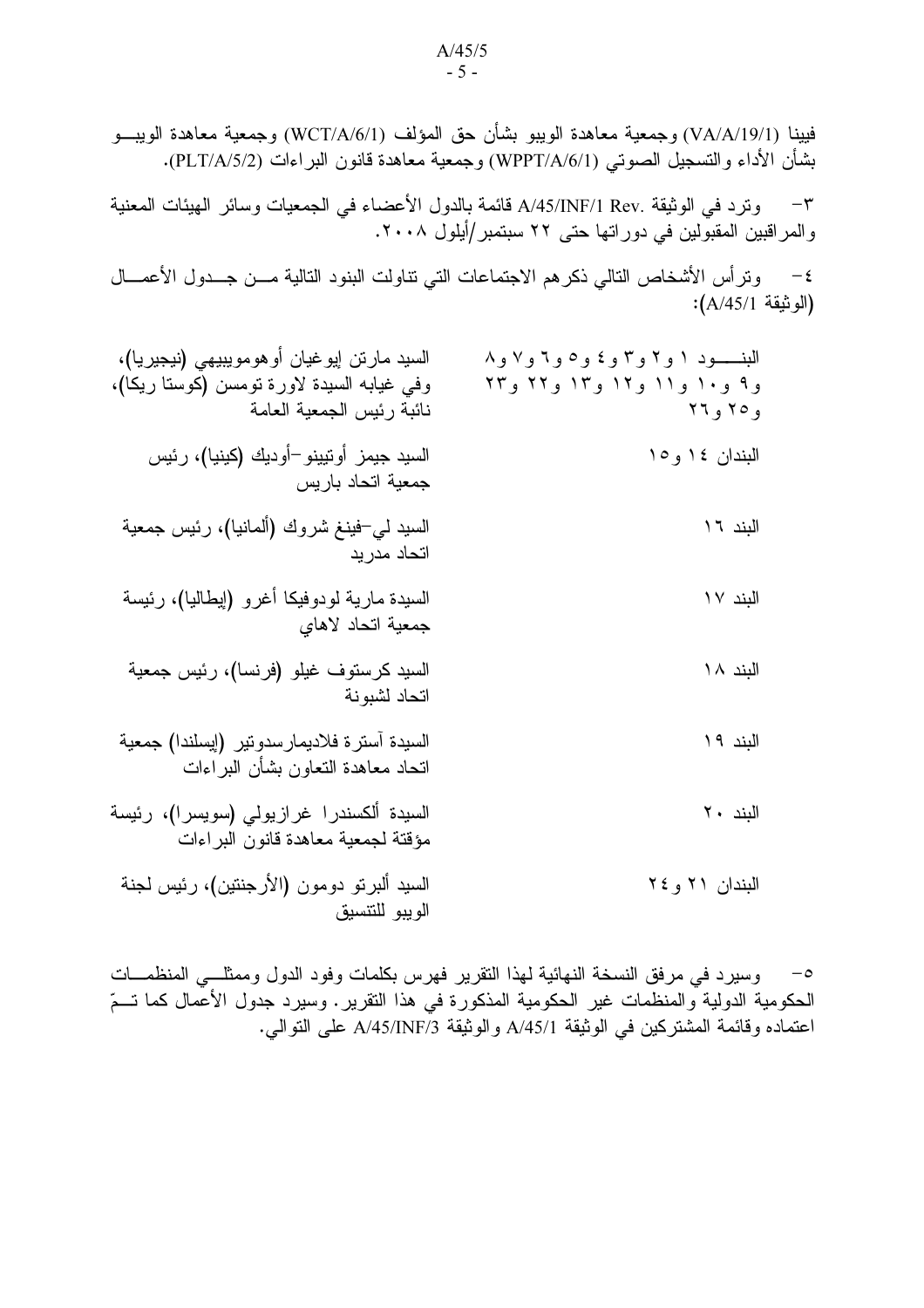فيينا (VA/A/19/1) وجمعية معاهدة الويبو بشأن حق المؤلف (WCT/A/6/1) وجمعية معاهدة الويبو بشأن الأداء والتسجيل الصوتي (WPPT/A/6/1) وجمعية معاهدة قانون البراءات (PLT/A/5/2).

٣- وترد في الوثيقة A/45/INF/1 Rev. قائمة بالدول الأعضاء في الجمعيات وسائر الهيئات المعنية والمراقبين المقبولين في دوراتها حتى ٢٢ سبتمبر/أيلول ٢٠٠٨.

٤- وترأس الأشخاص التالي ذكرهم الاجتماعات التي تناولت البنود التالية من جدول الأعمال (الوثيقة A/45/1):

| البنود | الرئيس |
|---|---|
| البنود ١ و٢ و٣ و٤ و٥ و٦ و٧ و٨ و٩ و١٠ و١١ و١٢ و١٣ و٢٢ و٢٣ و٢٥ و٢٦ | السيد مارتن إيوغيان أوهومويبيهي (نيجيريا)، وفي غيابه السيدة لاورة تومسن (كوستا ريكا)، نائبة رئيس الجمعية العامة |
| البندان ١٤ و١٥ | السيد جيمز أوتيينو-أوديك (كينيا)، رئيس جمعية اتحاد باريس |
| البند ١٦ | السيد لي-فينغ شروك (ألمانيا)، رئيس جمعية اتحاد مدريد |
| البند ١٧ | السيدة مارية لودوفيكا أغرو (إيطاليا)، رئيسة جمعية اتحاد لاهاي |
| البند ١٨ | السيد كرستوف غيلو (فرنسا)، رئيس جمعية اتحاد لشبونة |
| البند ١٩ | السيدة آسترة فلاديمارسدوتير (إيسلندا) جمعية اتحاد معاهدة التعاون بشأن البراءات |
| البند ٢٠ | السيدة ألكسندرا غرازيولي (سويسرا)، رئيسة مؤقتة لجمعية معاهدة قانون البراءات |
| البندان ٢١ و٢٤ | السيد ألبرتو دومون (الأرجنتين)، رئيس لجنة الويبو للتنسيق |

٥- وسيرد في مرفق النسخة النهائية لهذا التقرير فهرس بكلمات وفود الدول وممثلي المنظمات الحكومية الدولية والمنظمات غير الحكومية المذكورة في هذا التقرير. وسيرد جدول الأعمال كما تمّ اعتماده وقائمة المشتركين في الوثيقة A/45/1 والوثيقة A/45/INF/3 على التوالي.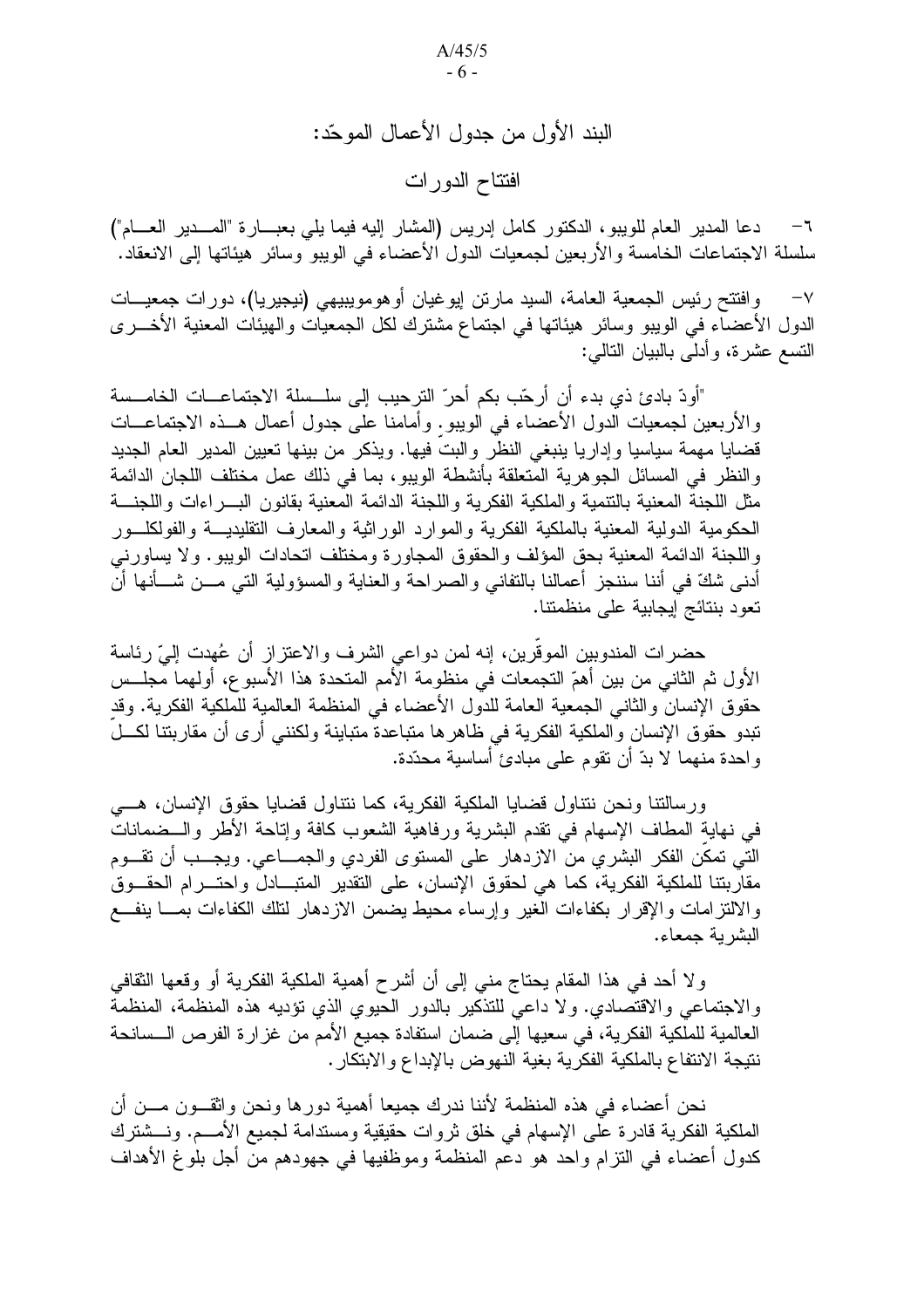## البند الأول من جدول الأعمال الموحّد:

## افتتاح الدورات

٦- دعا المدير العام للويبو، الدكتور كامل إدريس (المشار إليه فيما يلي بعبارة "المدير العام") سلسلة الاجتماعات الخامسة والأربعين لجمعيات الدول الأعضاء في الويبو وسائر هيئاتها إلى الانعقاد.

٧- وافتتح رئيس الجمعية العامة، السيد مارتن إيوغيان أوهومويبيهي (نيجيريا)، دورات جمعيات الدول الأعضاء في الويبو وسائر هيئاتها في اجتماع مشترك لكل الجمعيات والهيئات المعنية الأخرى التسع عشرة، وأدلى بالبيان التالي:

"أودّ بادئ ذي بدء أن أرحّب بكم أحرّ الترحيب إلى سلسلة الاجتماعات الخامسة والأربعين لجمعيات الدول الأعضاء في الويبو. وأمامنا على جدول أعمال هذه الاجتماعات قضايا مهمة سياسيا وإداريا ينبغي النظر والبتّ فيها. ويذكر من بينها تعيين المدير العام الجديد والنظر في المسائل الجوهرية المتعلقة بأنشطة الويبو، بما في ذلك عمل مختلف اللجان الدائمة مثل اللجنة المعنية بالتنمية والملكية الفكرية واللجنة الدائمة المعنية بقانون البراءات واللجنة الحكومية الدولية المعنية بالملكية الفكرية والموارد الوراثية والمعارف التقليدية والفولكلور واللجنة الدائمة المعنية بحق المؤلف والحقوق المجاورة ومختلف اتحادات الويبو. ولا يساورني أدنى شكّ في أننا سننجز أعمالنا بالتفاني والصراحة والعناية والمسؤولية التي من شأنها أن تعود بنتائج إيجابية على منظمتنا.

حضرات المندوبين الموقّرين، إنه لمن دواعي الشرف والاعتزاز أن عُهدت إليّ رئاسة الأول ثم الثاني من بين أهمّ التجمعات في منظومة الأمم المتحدة هذا الأسبوع، أولهما مجلس حقوق الإنسان والثاني الجمعية العامة للدول الأعضاء في المنظمة العالمية للملكية الفكرية. وقد تبدو حقوق الإنسان والملكية الفكرية في ظاهرها متباعدة متباينة ولكنني أرى أن مقاربتنا لكلّ واحدة منهما لا بدّ أن تقوم على مبادئ أساسية محدّدة.

ورسالتنا ونحن نتناول قضايا الملكية الفكرية، كما نتناول قضايا حقوق الإنسان، هي في نهاية المطاف الإسهام في تقدم البشرية ورفاهية الشعوب كافة وإتاحة الأطر والضمانات التي تمكّن الفكر البشري من الازدهار على المستوى الفردي والجماعي. ويجب أن تقوم مقاربتنا للملكية الفكرية، كما هي لحقوق الإنسان، على التقدير المتبادل واحترام الحقوق والالتزامات والإقرار بكفاءات الغير وإرساء محيط يضمن الازدهار لتلك الكفاءات بما ينفع البشرية جمعاء.

ولا أحد في هذا المقام يحتاج مني إلى أن أشرح أهمية الملكية الفكرية أو وقعها الثقافي والاجتماعي والاقتصادي. ولا داعي للتذكير بالدور الحيوي الذي تؤديه هذه المنظمة، المنظمة العالمية للملكية الفكرية، في سعيها إلى ضمان استفادة جميع الأمم من غزارة الفرص السانحة نتيجة الانتفاع بالملكية الفكرية بغية النهوض بالإبداع والابتكار.

نحن أعضاء في هذه المنظمة لأننا ندرك جميعا أهمية دورها ونحن واثقون من أن الملكية الفكرية قادرة على الإسهام في خلق ثروات حقيقية ومستدامة لجميع الأمم. ونشترك كدول أعضاء في التزام واحد هو دعم المنظمة وموظفيها في جهودهم من أجل بلوغ الأهداف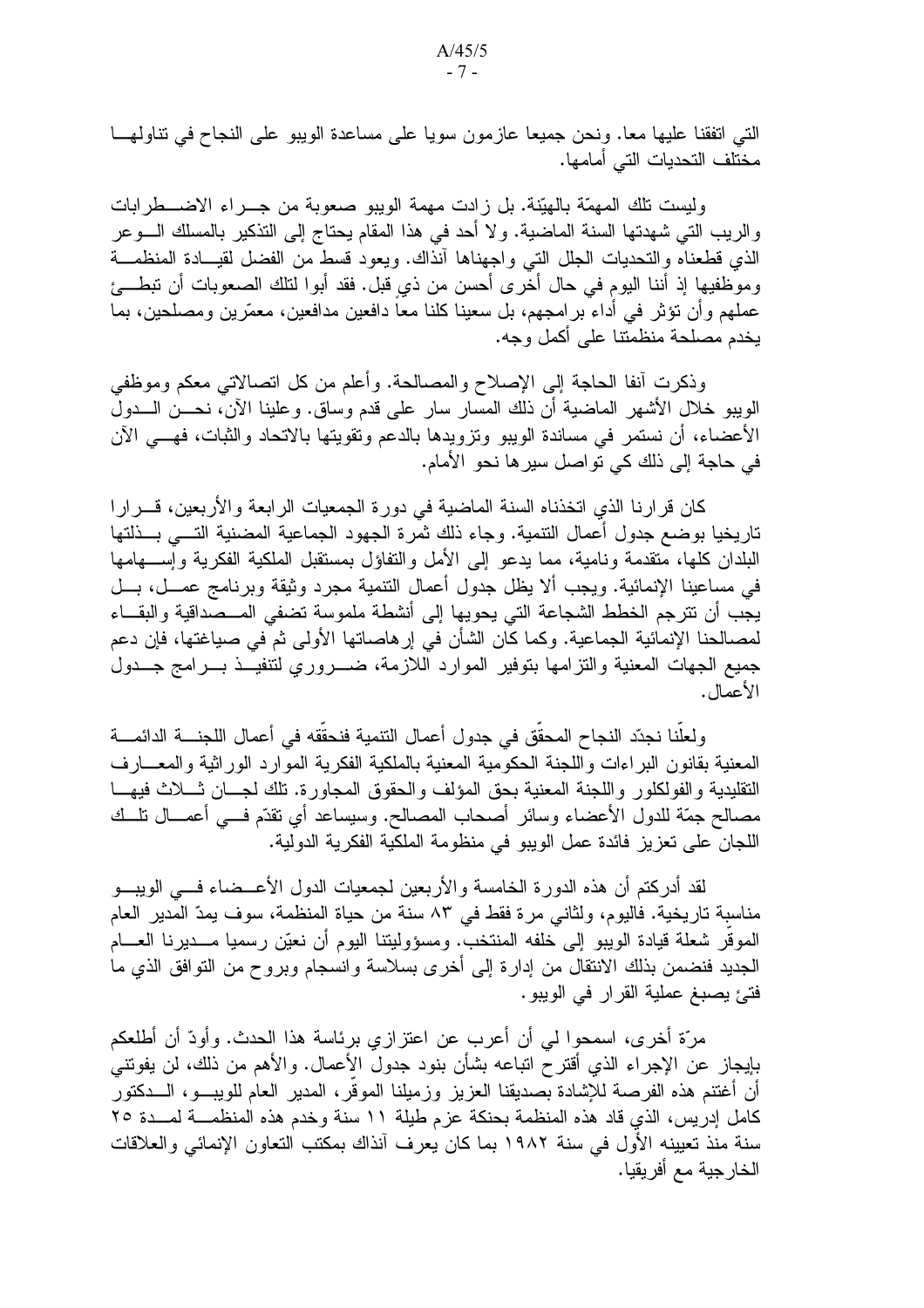التي اتفقنا عليها معا. ونحن جميعا عازمون سويا على مساعدة الويبو على النجاح في تناولهـا مختلف التحديات التي أمامها.

وليست تلك المهمّة بالهيّنة. بل زادت مهمة الويبو صعوبة من جـراء الاضـطرابات والريب التي شهدتها السنة الماضية. ولا أحد في هذا المقام يحتاج إلى التذكير بالمسلك الـوعر الذي قطعناه والتحديات الجلل التي واجهناها آنذاك. ويعود قسط من الفضل لقيـادة المنظمـة وموظفيها إذ أننا اليوم في حال أخرى أحسن من ذي قبل. فقد أبوا لتلك الصعوبات أن تبطـئ عملهم وأن تؤثر في أداء برامجهم، بل سعينا كلنا معاً دافعين مدافعين، معمّرين ومصلحين، بما يخدم مصلحة منظمتنا على أكمل وجه.

وذكرت آنفا الحاجة إلى الإصلاح والمصالحة. وأعلم من كل اتصالاتي معكم وموظفي الويبو خلال الأشهر الماضية أن ذلك المسار سار على قدم وساق. وعلينا الآن، نحـن الـدول الأعضاء، أن نستمر في مساندة الويبو وتزويدها بالدعم وتقويتها بالاتحاد والثبات، فهـي الآن في حاجة إلى ذلك كي تواصل سيرها نحو الأمام.

كان قرارنا الذي اتخذناه السنة الماضية في دورة الجمعيات الرابعة والأربعين، قـرارا تاريخيا بوضع جدول أعمال التنمية. وجاء ذلك ثمرة الجهود الجماعية المضنية التـي بـذلتها البلدان كلها، متقدمة ونامية، مما يدعو إلى الأمل والتفاؤل بمستقبل الملكية الفكرية وإسـهامها في مساعينا الإنمائية. ويجب ألا يظل جدول أعمال التنمية مجرد وثيقة وبرنامج عمـل، بـل يجب أن تترجم الخطط الشجاعة التي يحويها إلى أنشطة ملموسة تضفي المـصداقية والبقـاء لمصالحنا الإنمائية الجماعية. وكما كان الشأن في إرهاصاتها الأولى ثم في صياغتها، فإن دعم جميع الجهات المعنية والتزامها بتوفير الموارد اللازمة، ضـروري لتنفيـذ بـرامج جـدول الأعمال.

ولعلّنا نجدّد النجاح المحقّق في جدول أعمال التنمية فنحقّقه في أعمال اللجنـة الدائمـة المعنية بقانون البراءات واللجنة الحكومية المعنية بالملكية الفكرية الموارد الوراثية والمعـارف التقليدية والفولكلور واللجنة المعنية بحق المؤلف والحقوق المجاورة. تلك لجـان ثـلاث فيهـا مصالح جمّة للدول الأعضاء وسائر أصحاب المصالح. وسيساعد أي تقدّم فـي أعمـال تلـك اللجان على تعزيز فائدة عمل الويبو في منظومة الملكية الفكرية الدولية.

لقد أدركتم أن هذه الدورة الخامسة والأربعين لجمعيات الدول الأعـضاء فـي الويبـو مناسبة تاريخية. فاليوم، ولثاني مرة فقط في ٨٣ سنة من حياة المنظمة، سوف يمدّ المدير العام الموقّر شعلة قيادة الويبو إلى خلفه المنتخب. ومسؤوليتنا اليوم أن نعيّن رسميا مـديرنا العـام الجديد فنضمن بذلك الانتقال من إدارة إلى أخرى بسلاسة وانسجام وبروح من التوافق الذي ما فتئ يصبغ عملية القرار في الويبو.

مرّة أخرى، اسمحوا لي أن أعرب عن اعتزازي برئاسة هذا الحدث. وأودّ أن أطلعكم بإيجاز عن الإجراء الذي أقترح اتباعه بشأن بنود جدول الأعمال. والأهم من ذلك، لن يفوتني أن أغتنم هذه الفرصة للإشادة بصديقنا العزيز وزميلنا الموقّر، المدير العام للويبـو، الـدكتور كامل إدريس، الذي قاد هذه المنظمة بحنكة عزم طيلة ١١ سنة وخدم هذه المنظمـة لمـدة ٢٥ سنة منذ تعيينه الأول في سنة ١٩٨٢ بما كان يعرف آنذاك بمكتب التعاون الإنمائي والعلاقات الخارجية مع أفريقيا.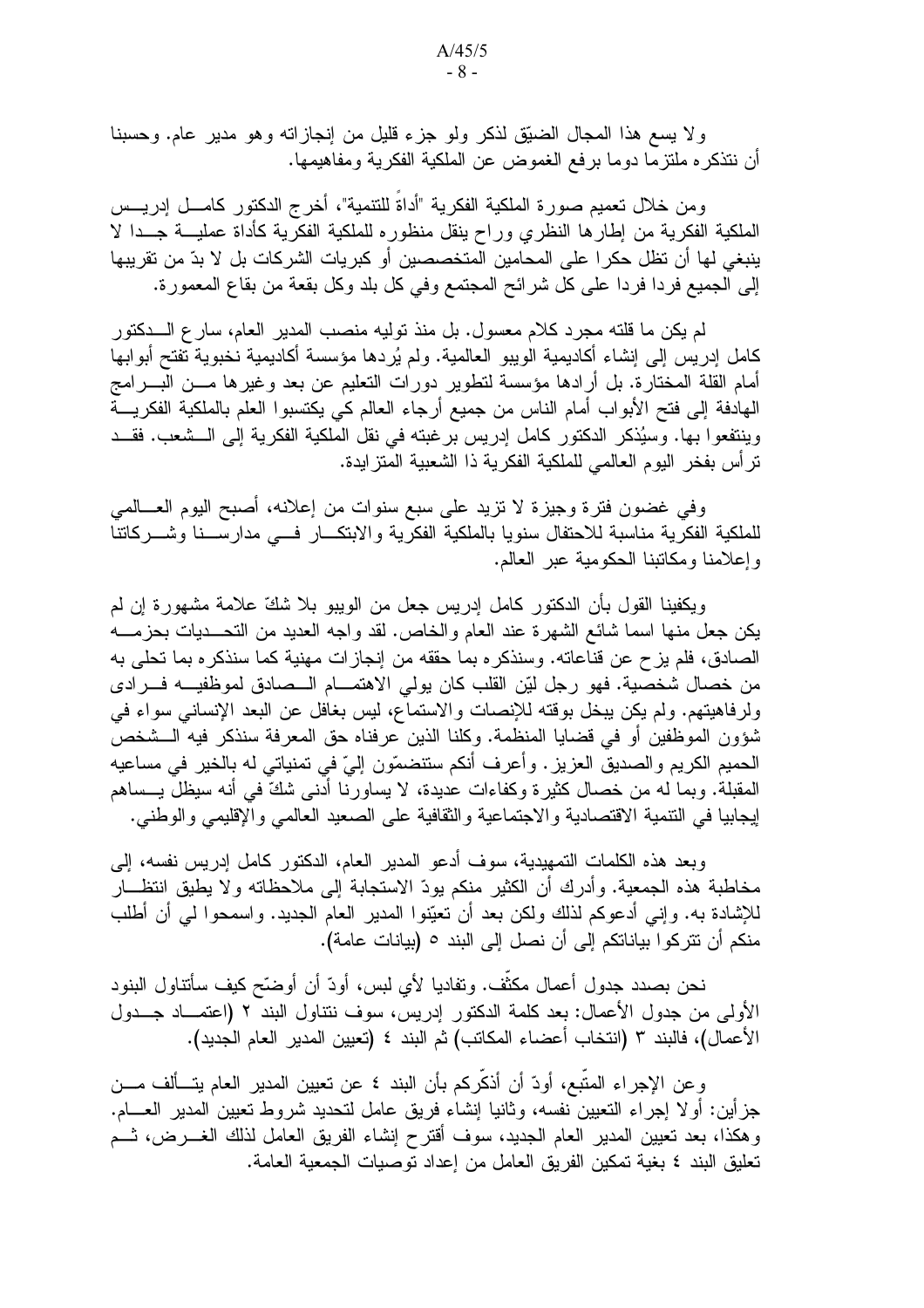ولا يسع هذا المجال الضيّق لذكر ولو جزء قليل من إنجازاته وهو مدير عام. وحسبنا أن نتذكره ملتزما دوما برفع الغموض عن الملكية الفكرية ومفاهيمها.

ومن خلال تعميم صورة الملكية الفكرية "أداةً للتنمية"، أخرج الدكتور كامل إدريس الملكية الفكرية من إطارها النظري وراح ينقل منظوره للملكية الفكرية كأداة عملية جدا لا ينبغي لها أن تظل حكرا على المحامين المتخصصين أو كبريات الشركات بل لا بدّ من تقريبها إلى الجميع فردا فردا على كل شرائح المجتمع وفي كل بلد وكل بقعة من بقاع المعمورة.

لم يكن ما قلته مجرد كلام معسول. بل منذ توليه منصب المدير العام، سارع الدكتور كامل إدريس إلى إنشاء أكاديمية الويبو العالمية. ولم يُردها مؤسسة أكاديمية نخبوية تفتح أبوابها أمام القلة المختارة. بل أرادها مؤسسة لتطوير دورات التعليم عن بعد وغيرها من البرامج الهادفة إلى فتح الأبواب أمام الناس من جميع أرجاء العالم كي يكتسبوا العلم بالملكية الفكرية وينتفعوا بها. وسيُذكر الدكتور كامل إدريس برغبته في نقل الملكية الفكرية إلى الشعب. فقد ترأس بفخر اليوم العالمي للملكية الفكرية ذا الشعبية المتزايدة.

وفي غضون فترة وجيزة لا تزيد على سبع سنوات من إعلانه، أصبح اليوم العالمي للملكية الفكرية مناسبة للاحتفال سنويا بالملكية الفكرية والابتكار في مدارسنا وشركاتنا وإعلامنا ومكاتبنا الحكومية عبر العالم.

ويكفينا القول بأن الدكتور كامل إدريس جعل من الويبو بلا شكّ علامة مشهورة إن لم يكن جعل منها اسما شائع الشهرة عند العام والخاص. لقد واجه العديد من التحديات بحزمه الصادق، فلم يزح عن قناعاته. وسنذكره بما حققه من إنجازات مهنية كما سنذكره بما تحلى به من خصال شخصية. فهو رجل ليّن القلب كان يولي الاهتمام الصادق لموظفيه فرادى ولرفاهيتهم. ولم يكن يبخل بوقته للإنصات والاستماع، ليس بغافل عن البعد الإنساني سواء في شؤون الموظفين أو في قضايا المنظمة. وكلنا الذين عرفناه حق المعرفة سنذكر فيه الشخص الحميم الكريم والصديق العزيز. وأعرف أنكم ستنضمّون إليّ في تمنياتي له بالخير في مساعيه المقبلة. وبما له من خصال كثيرة وكفاءات عديدة، لا يساورنا أدنى شكّ في أنه سيظل يساهم إيجابيا في التنمية الاقتصادية والاجتماعية والثقافية على الصعيد العالمي والإقليمي والوطني.

وبعد هذه الكلمات التمهيدية، سوف أدعو المدير العام، الدكتور كامل إدريس نفسه، إلى مخاطبة هذه الجمعية. وأدرك أن الكثير منكم يودّ الاستجابة إلى ملاحظاته ولا يطيق انتظار للإشادة به. وإني أدعوكم لذلك ولكن بعد أن تعيّنوا المدير العام الجديد. واسمحوا لي أن أطلب منكم أن تتركوا بياناتكم إلى أن نصل إلى البند ٥ (بيانات عامة).

نحن بصدد جدول أعمال مكثّف. وتفاديا لأي لبس، أودّ أن أوضّح كيف سأتناول البنود الأولى من جدول الأعمال: بعد كلمة الدكتور إدريس، سوف نتناول البند ٢ (اعتماد جدول الأعمال)، فالبند ٣ (انتخاب أعضاء المكاتب) ثم البند ٤ (تعيين المدير العام الجديد).

وعن الإجراء المتّبع، أودّ أن أذكّركم بأن البند ٤ عن تعيين المدير العام يتألف من جزأين: أولا إجراء التعيين نفسه، وثانيا إنشاء فريق عامل لتحديد شروط تعيين المدير العام. وهكذا، بعد تعيين المدير العام الجديد، سوف أقترح إنشاء الفريق العامل لذلك الغرض، ثم تعليق البند ٤ بغية تمكين الفريق العامل من إعداد توصيات الجمعية العامة.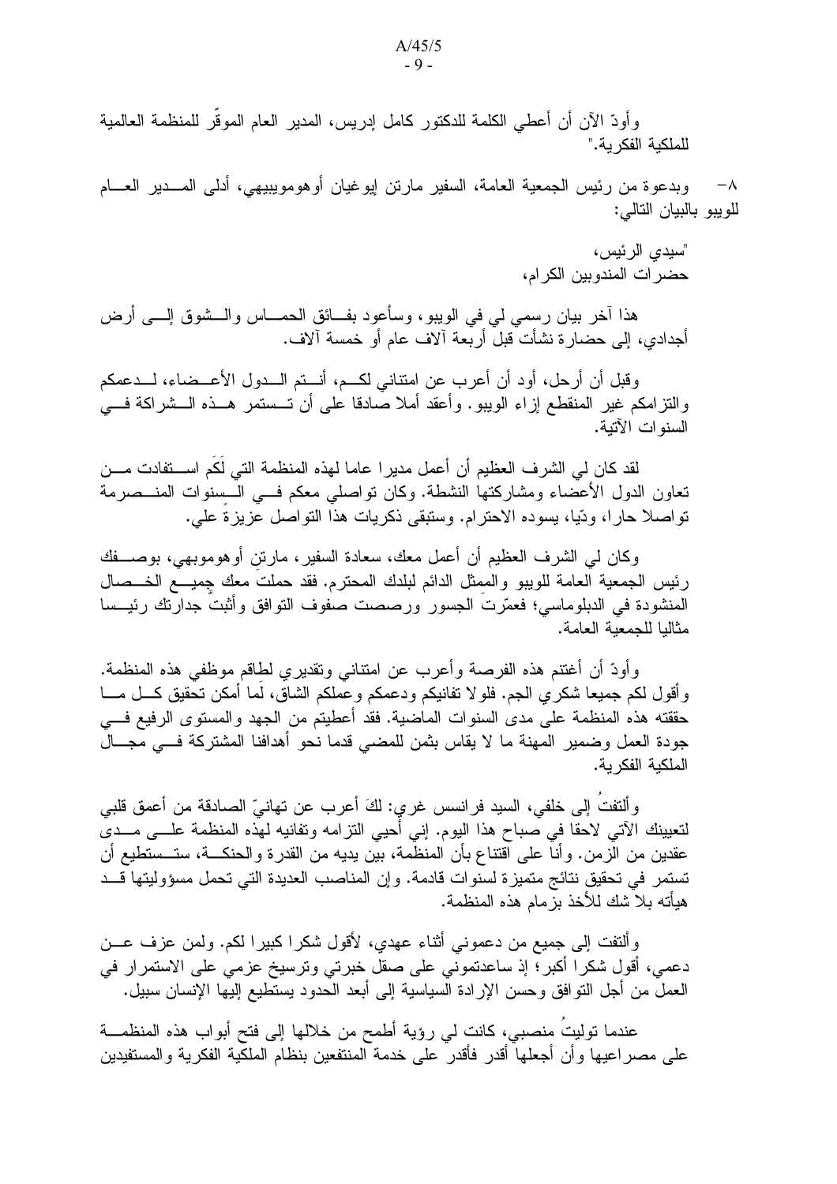وأودّ الآن أن أعطي الكلمة للدكتور كامل إدريس، المدير العام الموقّر للمنظمة العالمية للملكية الفكرية."

٨- وبدعوة من رئيس الجمعية العامة، السفير مارتن إيوغيان أوهوموييبهي، أدلى المدير العام للويبو بالبيان التالي:

"سيدي الرئيس،
حضرات المندوبين الكرام،

هذا آخر بيان رسمي لي في الويبو، وسأعود بفائق الحماس والشوق إلى أرض أجدادي، إلى حضارة نشأت قبل أربعة آلاف عام أو خمسة آلاف.

وقبل أن أرحل، أود أن أعرب عن امتناني لكم، أنتم الدول الأعضاء، لدعمكم والتزامكم غير المنقطع إزاء الويبو. وأعقد أملا صادقا على أن تستمر هذه الشراكة في السنوات الآتية.

لقد كان لي الشرف العظيم أن أعمل مديرا عاما لهذه المنظمة التي لَكَم استفادت من تعاون الدول الأعضاء ومشاركتها النشطة. وكان تواصلي معكم في السنوات المنصرمة تواصلا حارا، ودّيا، يسوده الاحترام. وستبقى ذكريات هذا التواصل عزيزة علي.

وكان لي الشرف العظيم أن أعمل معك، سعادة السفير، مارتن أوهوموبهي، بوصفك رئيس الجمعية العامة للويبو والممثل الدائم لبلدك المحترم. فقد حملت معك جميع الخصال المنشودة في الدبلوماسي؛ فعمّرتَ الجسور ورصصت صفوف التوافق وأثبتّ جدارتك رئيسا مثاليا للجمعية العامة.

وأودّ أن أغتنم هذه الفرصة وأعرب عن امتناني وتقديري لطاقم موظفي هذه المنظمة. وأقول لكم جميعا شكري الجم. فلولا تفانيكم ودعمكم وعملكم الشاق، لَما أمكن تحقيق كل ما حققته هذه المنظمة على مدى السنوات الماضية. فقد أعطيتم من الجهد والمستوى الرفيع في جودة العمل وضمير المهنة ما لا يقاس بثمن للمضي قدما نحو أهدافنا المشتركة في مجال الملكية الفكرية.

وألتفتُ إلى خلفي، السيد فرانسس غري: لكَ أعرب عن تهانيّ الصادقة من أعمق قلبي لتعيينك الآتي لاحقا في صباح هذا اليوم. إني أحيي التزامه وتفانيه لهذه المنظمة على مدى عقدين من الزمن. وأنا على اقتناع بأن المنظمة، بين يديه من القدرة والحنكة، ستستطيع أن تستمر في تحقيق نتائج متميزة لسنوات قادمة. وإن المناصب العديدة التي تحمل مسؤوليتها قد هيأته بلا شك للأخذ بزمام هذه المنظمة.

وألتفت إلى جميع من دعموني أثناء عهدي، لأقول شكرا كبيرا لكم. ولمن عزف عن دعمي، أقول شكرا أكبر؛ إذ ساعدتموني على صقل خبرتي وترسيخ عزمي على الاستمرار في العمل من أجل التوافق وحسن الإرادة السياسية إلى أبعد الحدود يستطيع إليها الإنسان سبيل.

عندما توليتُ منصبي، كانت لي رؤية أطمح من خلالها إلى فتح أبواب هذه المنظمة على مصراعيها وأن أجعلها أقدر فأقدر على خدمة المنتفعين بنظام الملكية الفكرية والمستفيدين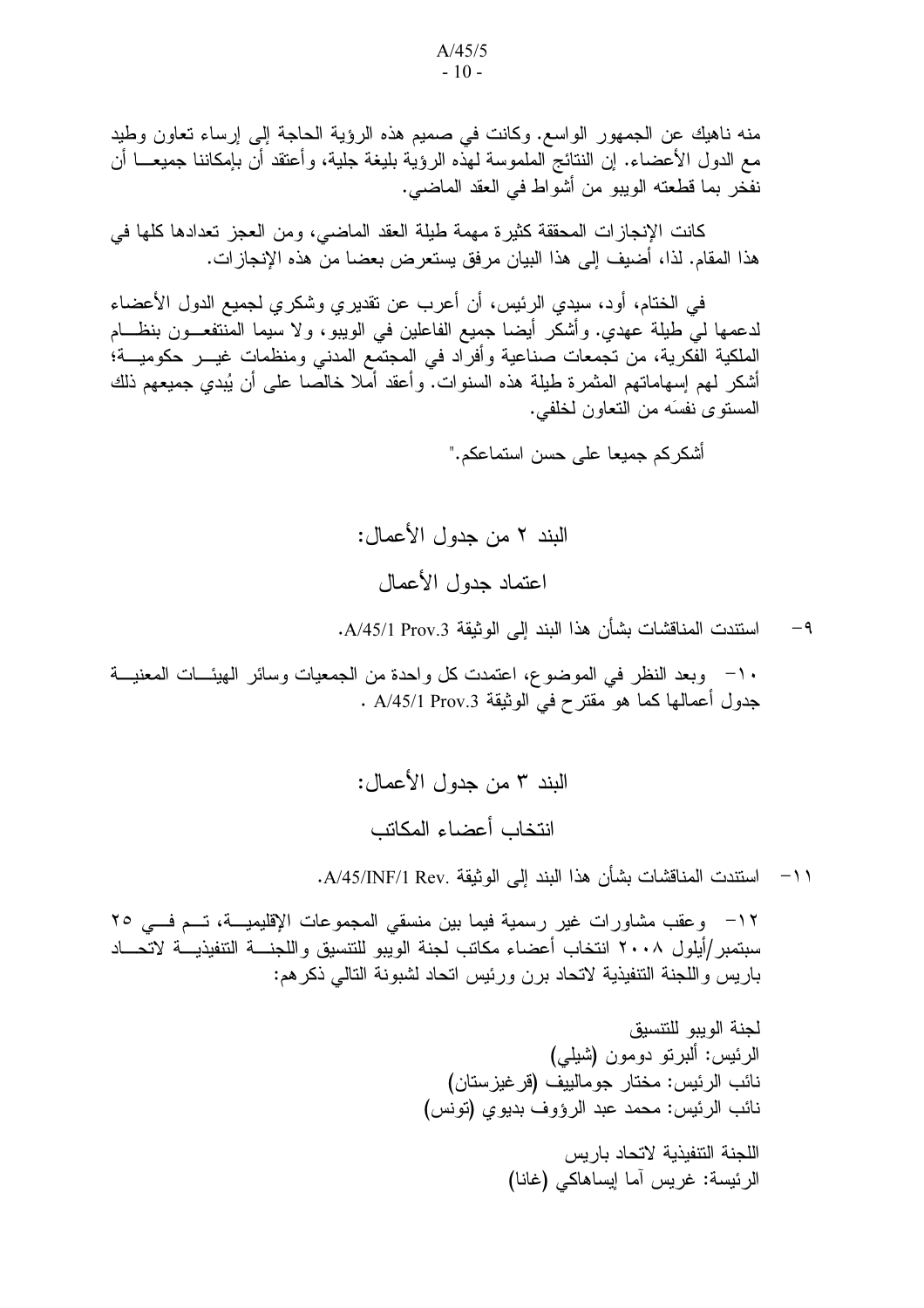منه ناهيك عن الجمهور الواسع. وكانت في صميم هذه الرؤية الحاجة إلى إرساء تعاون وطيد مع الدول الأعضاء. إن النتائج الملموسة لهذه الرؤية بليغة جلية، وأعتقد أن بإمكاننا جميعا أن نفخر بما قطعته الويبو من أشواط في العقد الماضي.

كانت الإنجازات المحققة كثيرة مهمة طيلة العقد الماضي، ومن العجز تعدادها كلها في هذا المقام. لذا، أضيف إلى هذا البيان مرفق يستعرض بعضا من هذه الإنجازات.

في الختام، أود، سيدي الرئيس، أن أعرب عن تقديري وشكري لجميع الدول الأعضاء لدعمها لي طيلة عهدي. وأشكر أيضا جميع الفاعلين في الويبو، ولا سيما المنتفعون بنظام الملكية الفكرية، من تجمعات صناعية وأفراد في المجتمع المدني ومنظمات غير حكومية؛ أشكر لهم إسهاماتهم المثمرة طيلة هذه السنوات. وأعقد أملا خالصا على أن يُبدي جميعهم ذلك المستوى نفسَه من التعاون لخلفي.

أشكركم جميعا على حسن استماعكم."

## البند ٢ من جدول الأعمال:

## اعتماد جدول الأعمال

٩- استندت المناقشات بشأن هذا البند إلى الوثيقة A/45/1 Prov.3.

١٠- وبعد النظر في الموضوع، اعتمدت كل واحدة من الجمعيات وسائر الهيئات المعنية جدول أعمالها كما هو مقترح في الوثيقة A/45/1 Prov.3 .

## البند ٣ من جدول الأعمال:

## انتخاب أعضاء المكاتب

١١- استندت المناقشات بشأن هذا البند إلى الوثيقة A/45/INF/1 Rev.

١٢- وعقب مشاورات غير رسمية فيما بين منسقي المجموعات الإقليمية، تم في ٢٥ سبتمبر/أيلول ٢٠٠٨ انتخاب أعضاء مكاتب لجنة الويبو للتنسيق واللجنة التنفيذية لاتحاد باريس واللجنة التنفيذية لاتحاد برن ورئيس اتحاد لشبونة التالي ذكرهم:

لجنة الويبو للتنسيق
الرئيس: ألبرتو دومون (شيلي)
نائب الرئيس: مختار جوماليف (قرغيزستان)
نائب الرئيس: محمد عبد الرؤوف بديوي (تونس)

اللجنة التنفيذية لاتحاد باريس
الرئيسة: غريس آما إيساهاكي (غانا)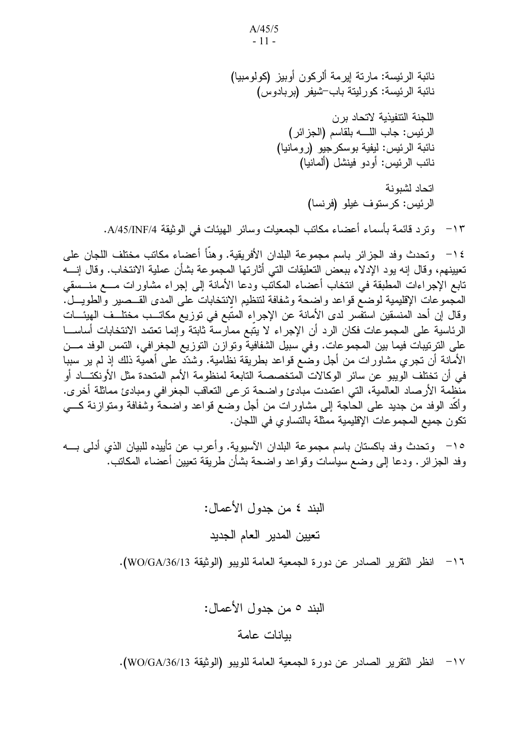نائبة الرئيسة: مارتة إيرمة ألركون أوبيز (كولومبيا)
نائبة الرئيسة: كورليتة باب–شيفر (بربادوس)

اللجنة التنفيذية لاتحاد برن
الرئيس: جاب اللـه بلقاسم (الجزائر)
نائبة الرئيس: ليفية بوسكرجيو (رومانيا)
نائب الرئيس: أودو فينشل (ألمانيا)

اتحاد لشبونة
الرئيس: كرستوف غيلو (فرنسا)

١٣- وترد قائمة بأسماء أعضاء مكاتب الجمعيات وسائر الهيئات في الوثيقة A/45/INF/4.

١٤- وتحدث وفد الجزائر باسم مجموعة البلدان الأفريقية. وهنأ أعضاء مكاتب مختلف اللجان على تعيينهم، وقال إنه يود الإدلاء ببعض التعليقات التي أثارتها المجموعة بشأن عملية الانتخاب. وقال إنه تابع الإجراءات المطبقة في انتخاب أعضاء المكاتب ودعا الأمانة إلى إجراء مشاورات مع منسقي المجموعات الإقليمية لوضع قواعد واضحة وشفافة لتنظيم الانتخابات على المدى القصير والطويل. وقال إن أحد المنسقين استفسر لدى الأمانة عن الإجراء المتبع في توزيع مكاتب مختلف الهيئات الرئاسية على المجموعات فكان الرد أن الإجراء لا يتبع ممارسة ثابتة وإنما تعتمد الانتخابات أساسا على الترتيبات فيما بين المجموعات. وفي سبيل الشفافية وتوازن التوزيع الجغرافي، التمس الوفد من الأمانة أن تجري مشاورات من أجل وضع قواعد بطريقة نظامية. وشدد على أهمية ذلك إذ لم ير سببا في أن تختلف الويبو عن سائر الوكالات المتخصصة التابعة لمنظومة الأمم المتحدة مثل الأونكتاد أو منظمة الأرصاد العالمية، التي اعتمدت مبادئ واضحة ترعى التعاقب الجغرافي ومبادئ مماثلة أخرى. وأكد الوفد من جديد على الحاجة إلى مشاورات من أجل وضع قواعد واضحة وشفافة ومتوازنة كي تكون جميع المجموعات الإقليمية ممثلة بالتساوي في اللجان.

١٥- وتحدث وفد باكستان باسم مجموعة البلدان الآسيوية. وأعرب عن تأييده للبيان الذي أدلى به وفد الجزائر. ودعا إلى وضع سياسات وقواعد واضحة بشأن طريقة تعيين أعضاء المكاتب.

## البند ٤ من جدول الأعمال:

## تعيين المدير العام الجديد

١٦- انظر التقرير الصادر عن دورة الجمعية العامة للويبو (الوثيقة WO/GA/36/13).

## البند ٥ من جدول الأعمال:

## بيانات عامة

١٧- انظر التقرير الصادر عن دورة الجمعية العامة للويبو (الوثيقة WO/GA/36/13).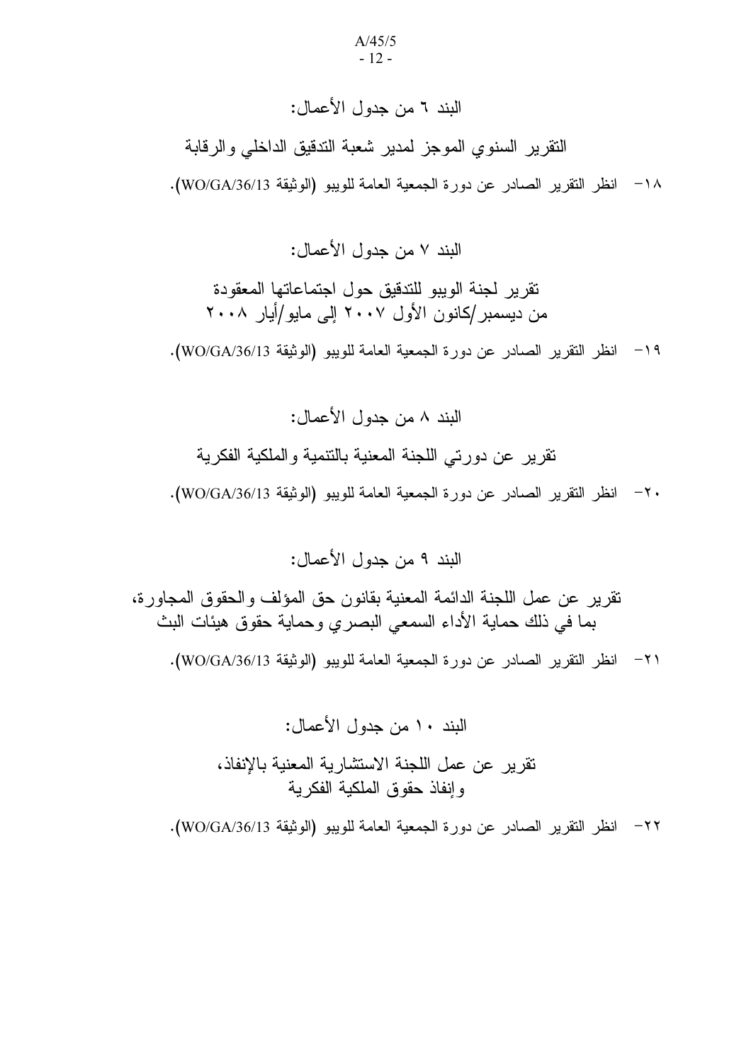البند ٦ من جدول الأعمال:

التقرير السنوي الموجز لمدير شعبة التدقيق الداخلي والرقابة

١٨- انظر التقرير الصادر عن دورة الجمعية العامة للويبو (الوثيقة WO/GA/36/13).

البند ٧ من جدول الأعمال:

تقرير لجنة الويبو للتدقيق حول اجتماعاتها المعقودة من ديسمبر/كانون الأول ٢٠٠٧ إلى مايو/أيار ٢٠٠٨

١٩- انظر التقرير الصادر عن دورة الجمعية العامة للويبو (الوثيقة WO/GA/36/13).

البند ٨ من جدول الأعمال:

تقرير عن دورتي اللجنة المعنية بالتنمية والملكية الفكرية

٢٠- انظر التقرير الصادر عن دورة الجمعية العامة للويبو (الوثيقة WO/GA/36/13).

البند ٩ من جدول الأعمال:

تقرير عن عمل اللجنة الدائمة المعنية بقانون حق المؤلف والحقوق المجاورة، بما في ذلك حماية الأداء السمعي البصري وحماية حقوق هيئات البث

٢١- انظر التقرير الصادر عن دورة الجمعية العامة للويبو (الوثيقة WO/GA/36/13).

البند ١٠ من جدول الأعمال:

تقرير عن عمل اللجنة الاستشارية المعنية بالإنفاذ، وإنفاذ حقوق الملكية الفكرية

٢٢- انظر التقرير الصادر عن دورة الجمعية العامة للويبو (الوثيقة WO/GA/36/13).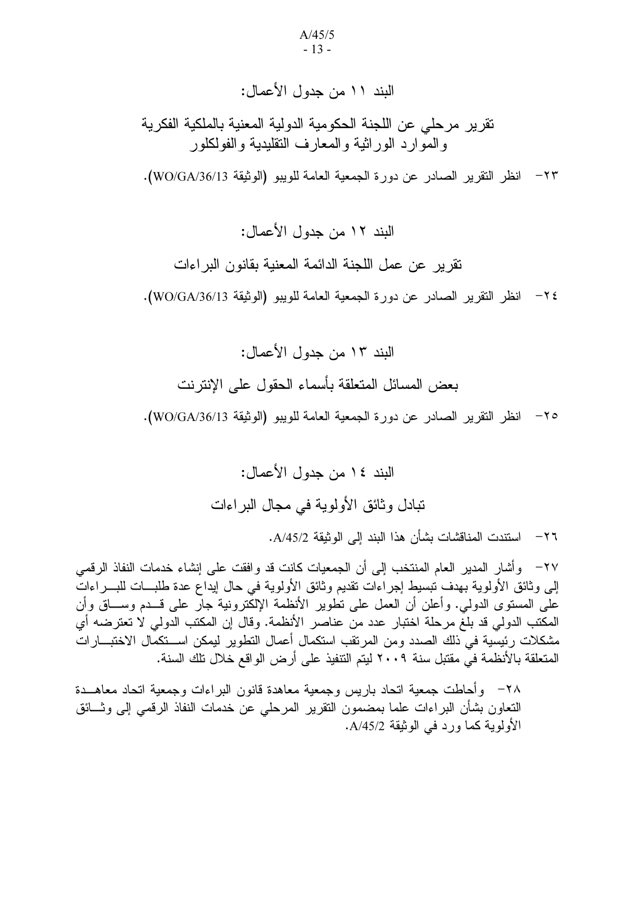البند ١١ من جدول الأعمال:

## تقرير مرحلي عن اللجنة الحكومية الدولية المعنية بالملكية الفكرية والموارد الوراثية والمعارف التقليدية والفولكلور

٢٣- انظر التقرير الصادر عن دورة الجمعية العامة للويبو (الوثيقة WO/GA/36/13).

البند ١٢ من جدول الأعمال:

## تقرير عن عمل اللجنة الدائمة المعنية بقانون البراءات

٢٤- انظر التقرير الصادر عن دورة الجمعية العامة للويبو (الوثيقة WO/GA/36/13).

البند ١٣ من جدول الأعمال:

## بعض المسائل المتعلقة بأسماء الحقول على الإنترنت

٢٥- انظر التقرير الصادر عن دورة الجمعية العامة للويبو (الوثيقة WO/GA/36/13).

البند ١٤ من جدول الأعمال:

## تبادل وثائق الأولوية في مجال البراءات

٢٦- استندت المناقشات بشأن هذا البند إلى الوثيقة A/45/2.

٢٧- وأشار المدير العام المنتخب إلى أن الجمعيات كانت قد وافقت على إنشاء خدمات النفاذ الرقمي إلى وثائق الأولوية بهدف تبسيط إجراءات تقديم وثائق الأولوية في حال إيداع عدة طلبات للبراءات على المستوى الدولي. وأعلن أن العمل على تطوير الأنظمة الإلكترونية جار على قدم وساق وأن المكتب الدولي قد بلغ مرحلة اختبار عدد من عناصر الأنظمة. وقال إن المكتب الدولي لا تعترضه أي مشكلات رئيسية في ذلك الصدد ومن المرتقب استكمال أعمال التطوير ليمكن استكمال الاختبارات المتعلقة بالأنظمة في مقتبل سنة ٢٠٠٩ ليتم التنفيذ على أرض الواقع خلال تلك السنة.

٢٨- وأحاطت جمعية اتحاد باريس وجمعية معاهدة قانون البراءات وجمعية اتحاد معاهدة التعاون بشأن البراءات علما بمضمون التقرير المرحلي عن خدمات النفاذ الرقمي إلى وثائق الأولوية كما ورد في الوثيقة A/45/2.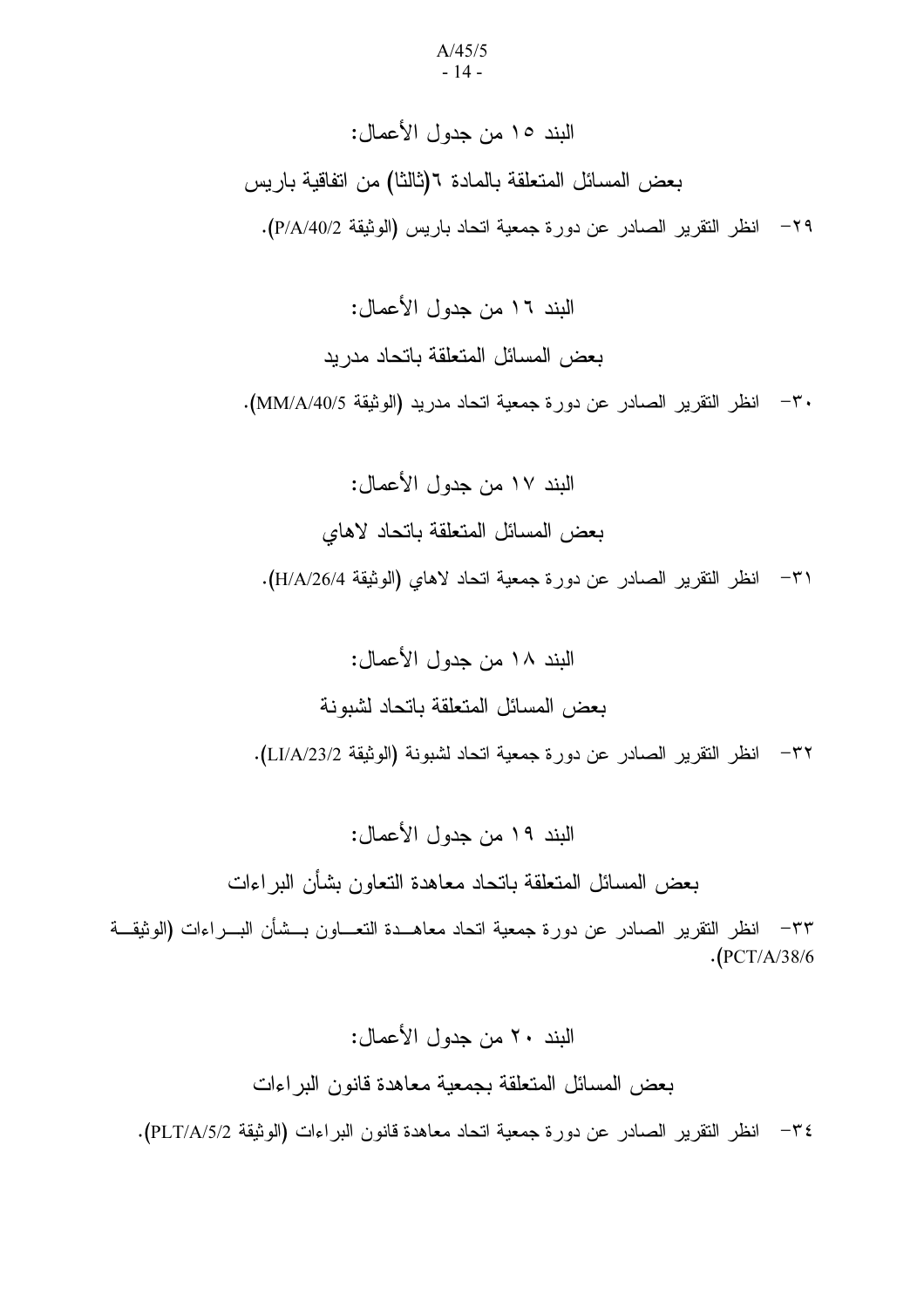البند ١٥ من جدول الأعمال:

بعض المسائل المتعلقة بالمادة ٦(ثالثا) من اتفاقية باريس

٢٩- انظر التقرير الصادر عن دورة جمعية اتحاد باريس (الوثيقة P/A/40/2).

البند ١٦ من جدول الأعمال:

بعض المسائل المتعلقة باتحاد مدريد

٣٠- انظر التقرير الصادر عن دورة جمعية اتحاد مدريد (الوثيقة MM/A/40/5).

البند ١٧ من جدول الأعمال:

بعض المسائل المتعلقة باتحاد لاهاي

٣١- انظر التقرير الصادر عن دورة جمعية اتحاد لاهاي (الوثيقة H/A/26/4).

البند ١٨ من جدول الأعمال:

بعض المسائل المتعلقة باتحاد لشبونة

٣٢- انظر التقرير الصادر عن دورة جمعية اتحاد لشبونة (الوثيقة LI/A/23/2).

البند ١٩ من جدول الأعمال:

بعض المسائل المتعلقة باتحاد معاهدة التعاون بشأن البراءات

٣٣- انظر التقرير الصادر عن دورة جمعية اتحاد معاهدة التعاون بشأن البراءات (الوثيقة PCT/A/38/6).

البند ٢٠ من جدول الأعمال:

بعض المسائل المتعلقة بجمعية معاهدة قانون البراءات

٣٤- انظر التقرير الصادر عن دورة جمعية اتحاد معاهدة قانون البراءات (الوثيقة PLT/A/5/2).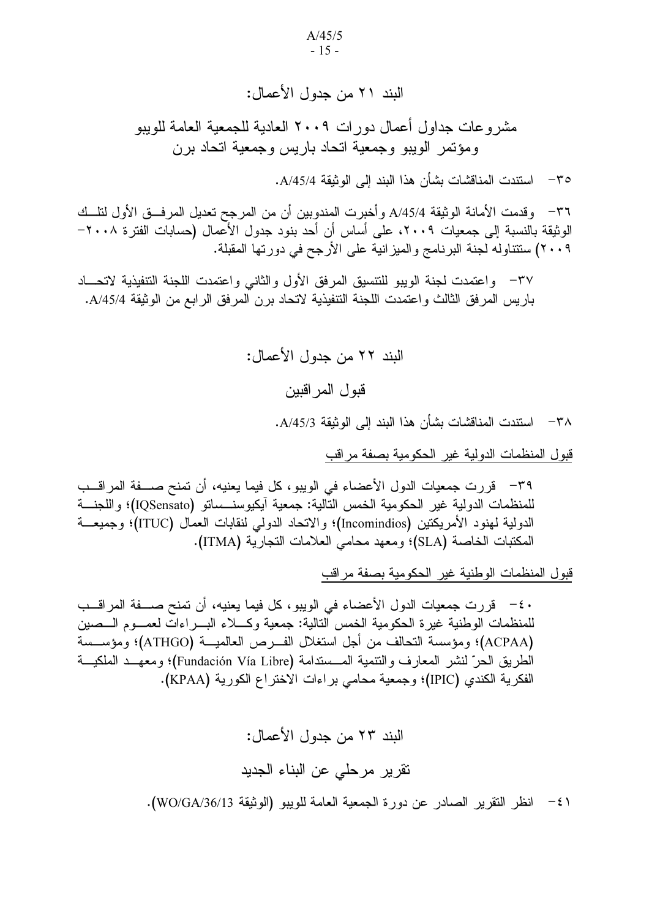## البند ٢١ من جدول الأعمال:

## مشروعات جداول أعمال دورات ٢٠٠٩ العادية للجمعية العامة للويبو ومؤتمر الويبو وجمعية اتحاد باريس وجمعية اتحاد برن

٣٥- استندت المناقشات بشأن هذا البند إلى الوثيقة A/45/4.

٣٦- وقدمت الأمانة الوثيقة A/45/4 وأخبرت المندوبين أن من المرجح تعديل المرفق الأول لتلك الوثيقة بالنسبة إلى جمعيات ٢٠٠٩، على أساس أن أحد بنود جدول الأعمال (حسابات الفترة ٢٠٠٨-٢٠٠٩) ستتناوله لجنة البرنامج والميزانية على الأرجح في دورتها المقبلة.

٣٧- واعتمدت لجنة الويبو للتنسيق المرفق الأول والثاني واعتمدت اللجنة التنفيذية لاتحاد باريس المرفق الثالث واعتمدت اللجنة التنفيذية لاتحاد برن المرفق الرابع من الوثيقة A/45/4.

## البند ٢٢ من جدول الأعمال:

## قبول المراقبين

٣٨- استندت المناقشات بشأن هذا البند إلى الوثيقة A/45/3.

قبول المنظمات الدولية غير الحكومية بصفة مراقب

٣٩- قررت جمعيات الدول الأعضاء في الويبو، كل فيما يعنيه، أن تمنح صفة المراقب للمنظمات الدولية غير الحكومية الخمس التالية: جمعية آيكيوسنساتو (IQSensato)؛ واللجنة الدولية لهنود الأمريكتين (Incomindios)؛ والاتحاد الدولي لنقابات العمال (ITUC)؛ وجمعية المكتبات الخاصة (SLA)؛ ومعهد محامي العلامات التجارية (ITMA).

قبول المنظمات الوطنية غير الحكومية بصفة مراقب

٤٠- قررت جمعيات الدول الأعضاء في الويبو، كل فيما يعنيه، أن تمنح صفة المراقب للمنظمات الوطنية غيرة الحكومية الخمس التالية: جمعية وكلاء البراءات لعموم الصين (ACPAA)؛ ومؤسسة التحالف من أجل استغلال الفرص العالمية (ATHGO)؛ ومؤسسة الطريق الحرّ لنشر المعارف والتنمية المستدامة (Fundación Vía Libre)؛ ومعهد الملكية الفكرية الكندي (IPIC)؛ وجمعية محامي براءات الاختراع الكورية (KPAA).

## البند ٢٣ من جدول الأعمال:

## تقرير مرحلي عن البناء الجديد

٤١- انظر التقرير الصادر عن دورة الجمعية العامة للويبو (الوثيقة WO/GA/36/13).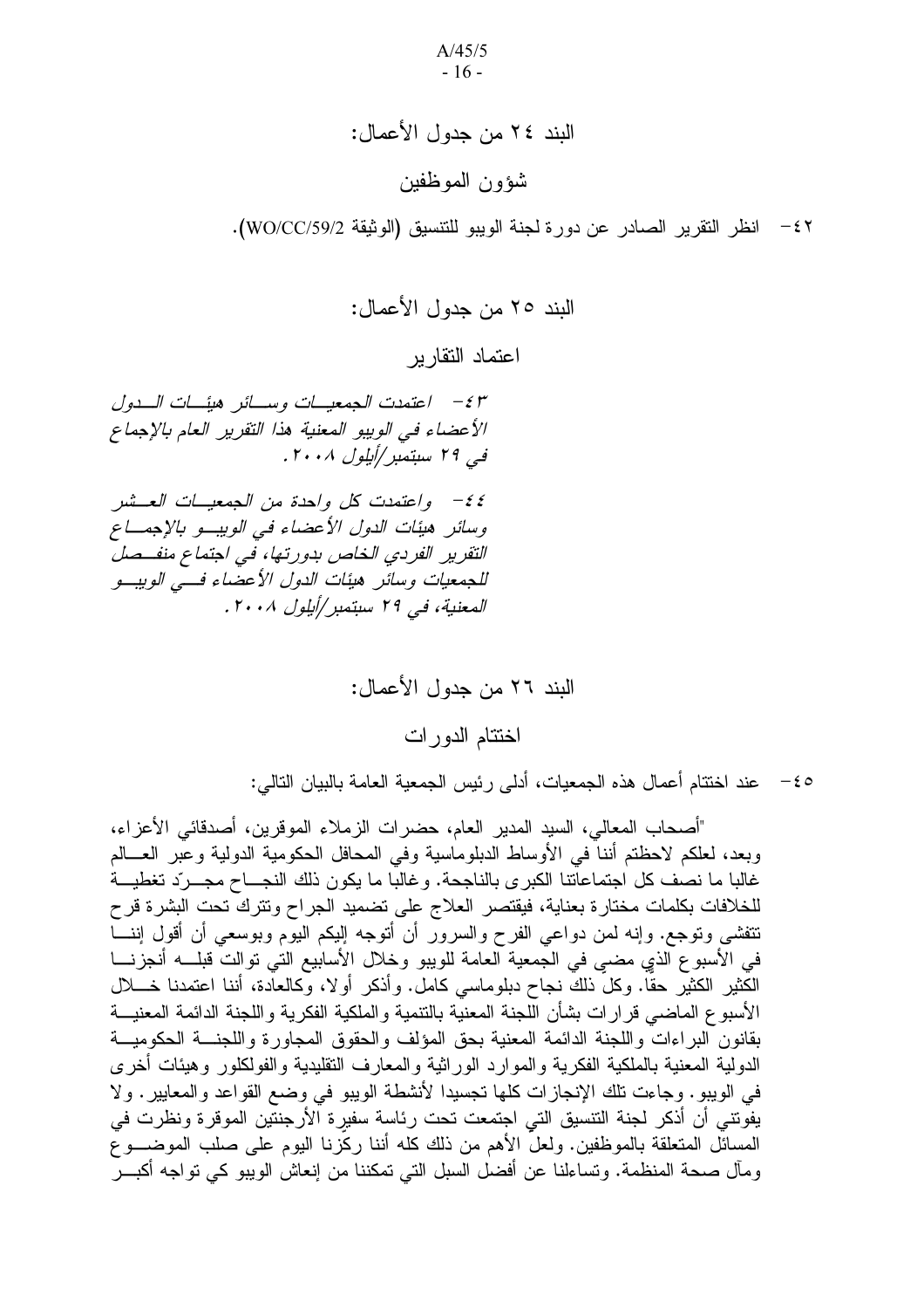## البند ٢٤ من جدول الأعمال:

## شؤون الموظفين

٤٢- انظر التقرير الصادر عن دورة لجنة الويبو للتنسيق (الوثيقة WO/CC/59/2).

## البند ٢٥ من جدول الأعمال:

## اعتماد التقارير

*٤٣- اعتمدت الجمعيات وسائر هيئات الدول الأعضاء في الويبو المعنية هذا التقرير العام بالإجماع في ٢٩ سبتمبر/أيلول ٢٠٠٨.*

*٤٤- واعتمدت كل واحدة من الجمعيات العشر وسائر هيئات الدول الأعضاء في الويبو بالإجماع التقرير الفردي الخاص بدورتها، في اجتماع منفصل للجمعيات وسائر هيئات الدول الأعضاء في الويبو المعنية، في ٢٩ سبتمبر/أيلول ٢٠٠٨.*

## البند ٢٦ من جدول الأعمال:

## اختتام الدورات

٤٥- عند اختتام أعمال هذه الجمعيات، أدلى رئيس الجمعية العامة بالبيان التالي:

"أصحاب المعالي، السيد المدير العام، حضرات الزملاء الموقرين، أصدقائي الأعزاء، وبعد، لعلكم لاحظتم أننا في الأوساط الدبلوماسية وفي المحافل الحكومية الدولية وعبر العالم غالبا ما نصف كل اجتماعاتنا الكبرى بالناجحة. وغالبا ما يكون ذلك النجاح مجرّد تغطية للخلافات بكلمات مختارة بعناية، فيقتصر العلاج على تضميد الجراح وتترك تحت البشرة قرح تتفشى وتوجع. وإنه لمن دواعي الفرح والسرور أن أتوجه إليكم اليوم وبوسعي أن أقول إننا في الأسبوع الذي مضى في الجمعية العامة للويبو وخلال الأسابيع التي توالت قبله أنجزنا الكثير الكثير حقا. وكل ذلك نجاح دبلوماسي كامل. وأذكر أولا، وكالعادة، أننا اعتمدنا خلال الأسبوع الماضي قرارات بشأن اللجنة المعنية بالتنمية والملكية الفكرية واللجنة الدائمة المعنية بقانون البراءات واللجنة الدائمة المعنية بحق المؤلف والحقوق المجاورة واللجنة الحكومية الدولية المعنية بالملكية الفكرية والموارد الوراثية والمعارف التقليدية والفولكلور وهيئات أخرى في الويبو. وجاءت تلك الإنجازات كلها تجسيدا لأنشطة الويبو في وضع القواعد والمعايير. ولا يفوتني أن أذكر لجنة التنسيق التي اجتمعت تحت رئاسة سفيرة الأرجنتين الموقرة ونظرت في المسائل المتعلقة بالموظفين. ولعل الأهم من ذلك كله أننا ركزنا اليوم على صلب الموضوع ومآل صحة المنظمة. وتساءلنا عن أفضل السبل التي تمكننا من إنعاش الويبو كي تواجه أكبر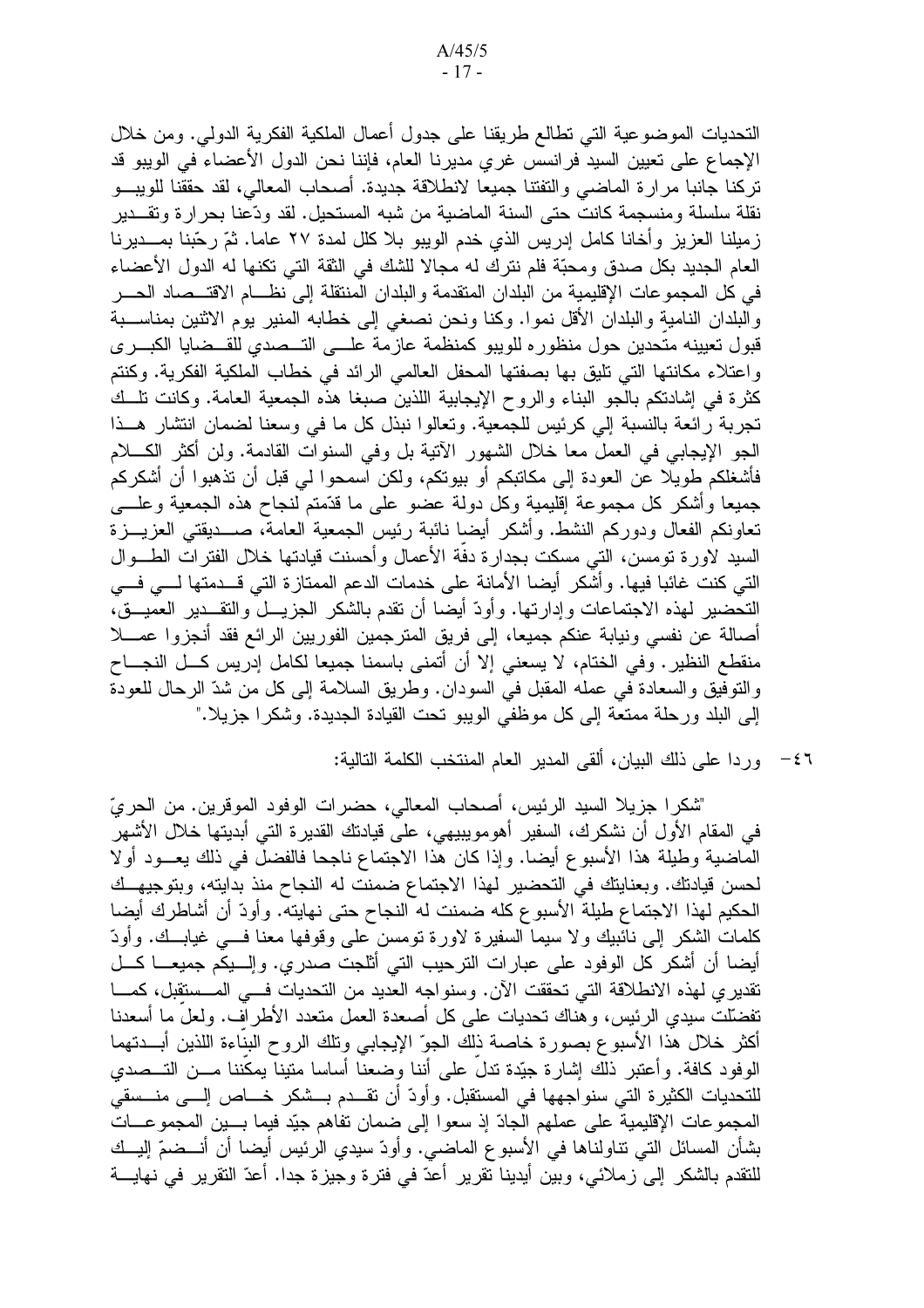التحديات الموضوعية التي تطالع طريقنا على جدول أعمال الملكية الفكرية الدولي. ومن خلال الإجماع على تعيين السيد فرانسس غري مديرنا العام، فإننا نحن الدول الأعضاء في الويبو قد تركنا جانبا مرارة الماضي والتفتنا جميعا لانطلاقة جديدة. أصحاب المعالي، لقد حققنا للويبو نقلة سلسلة ومنسجمة كانت حتى السنة الماضية من شبه المستحيل. لقد ودّعنا بحرارة وتقدير زميلنا العزيز وأخانا كامل إدريس الذي خدم الويبو بلا كلل لمدة ٢٧ عاما. ثمّ رحّبنا بمديرنا العام الجديد بكل صدق ومحبّة فلم نترك له مجالا للشك في الثقة التي تكنها له الدول الأعضاء في كل المجموعات الإقليمية من البلدان المتقدمة والبلدان المنتقلة إلى نظام الاقتصاد الحر والبلدان النامية والبلدان الأقل نموا. وكنا ونحن نصغي إلى خطابه المنير يوم الاثنين بمناسبة قبول تعيينه متحدين حول منظوره للويبو كمنظمة عازمة على التصدي للقضايا الكبرى واعتلاء مكانتها التي تليق بها بصفتها المحفل العالمي الرائد في خطاب الملكية الفكرية. وكنتم كثرة في إشادتكم بالجو البناء والروح الإيجابية اللذين صبغا هذه الجمعية العامة. وكانت تلك تجربة رائعة بالنسبة إلي كرئيس للجمعية. وتعالوا نبذل كل ما في وسعنا لضمان انتشار هذا الجو الإيجابي في العمل معا خلال الشهور الآتية بل وفي السنوات القادمة. ولن أكثر الكلام فأشغلكم طويلا عن العودة إلى مكاتبكم أو بيوتكم، ولكن اسمحوا لي قبل أن تذهبوا أن أشكركم جميعا وأشكر كل مجموعة إقليمية وكل دولة عضو على ما قدّمتم لنجاح هذه الجمعية وعلى تعاونكم الفعال ودوركم النشط. وأشكر أيضا نائبة رئيس الجمعية العامة، صديقتي العزيزة السيد لاورة تومسن، التي مسكت بجدارة دفّة الأعمال وأحسنت قيادتها خلال الفترات الطوال التي كنت غائبا فيها. وأشكر أيضا الأمانة على خدمات الدعم الممتازة التي قدمتها لي في التحضير لهذه الاجتماعات وإدارتها. وأودّ أيضا أن تقدم بالشكر الجزيل والتقدير العميق، أصالة عن نفسي ونيابة عنكم جميعا، إلى فريق المترجمين الفوريين الرائع فقد أنجزوا عملا منقطع النظير. وفي الختام، لا يسعني إلا أن أتمنى باسمنا جميعا لكامل إدريس كل النجاح والتوفيق والسعادة في عمله المقبل في السودان. وطريق السلامة إلى كل من شدّ الرحال للعودة إلى البلد ورحلة ممتعة إلى كل موظفي الويبو تحت القيادة الجديدة. وشكرا جزيلا."

٤٦- وردا على ذلك البيان، ألقى المدير العام المنتخب الكلمة التالية:

"شكرا جزيلا السيد الرئيس، أصحاب المعالي، حضرات الوفود الموقرين. من الحريّ في المقام الأول أن نشكرك، السفير أهوموييبهي، على قيادتك القديرة التي أبديتها خلال الأشهر الماضية وطيلة هذا الأسبوع أيضا. وإذا كان هذا الاجتماع ناجحا فالفضل في ذلك يعود أولا لحسن قيادتك. وبعنايتك في التحضير لهذا الاجتماع ضمنت له النجاح منذ بدايته، وبتوجيهك الحكيم لهذا الاجتماع طيلة الأسبوع كله ضمنت له النجاح حتى نهايته. وأودّ أن أشاطرك أيضا كلمات الشكر إلى نائبيك ولا سيما السفيرة لاورة تومسن على وقوفها معنا في غيابك. وأودّ أيضا أن أشكر كل الوفود على عبارات الترحيب التي أثلجت صدري. وإليكم جميعا كل تقديري لهذه الانطلاقة التي تحققت الآن. وسنواجه العديد من التحديات في المستقبل، كما تفضّلت سيدي الرئيس، وهناك تحديات على كل أصعدة العمل متعدد الأطراف. ولعلّ ما أسعدنا أكثر خلال هذا الأسبوع بصورة خاصة ذلك الجوّ الإيجابي وتلك الروح البنّاءة اللذين أبدتهما الوفود كافة. وأعتبر ذلك إشارة جيّدة تدلّ على أننا وضعنا أساسا متينا يمكّننا من التصدي للتحديات الكثيرة التي سنواجهها في المستقبل. وأودّ أن تقدم بشكر خاص إلى منسقي المجموعات الإقليمية على عملهم الجادّ إذ سعوا إلى ضمان تفاهم جيّد فيما بين المجموعات بشأن المسائل التي تناولناها في الأسبوع الماضي. وأودّ سيدي الرئيس أيضا أن أنضمّ إليك للتقدم بالشكر إلى زملائي، وبين أيدينا تقرير أعدّ في فترة وجيزة جدا. أعدّ التقرير في نهاية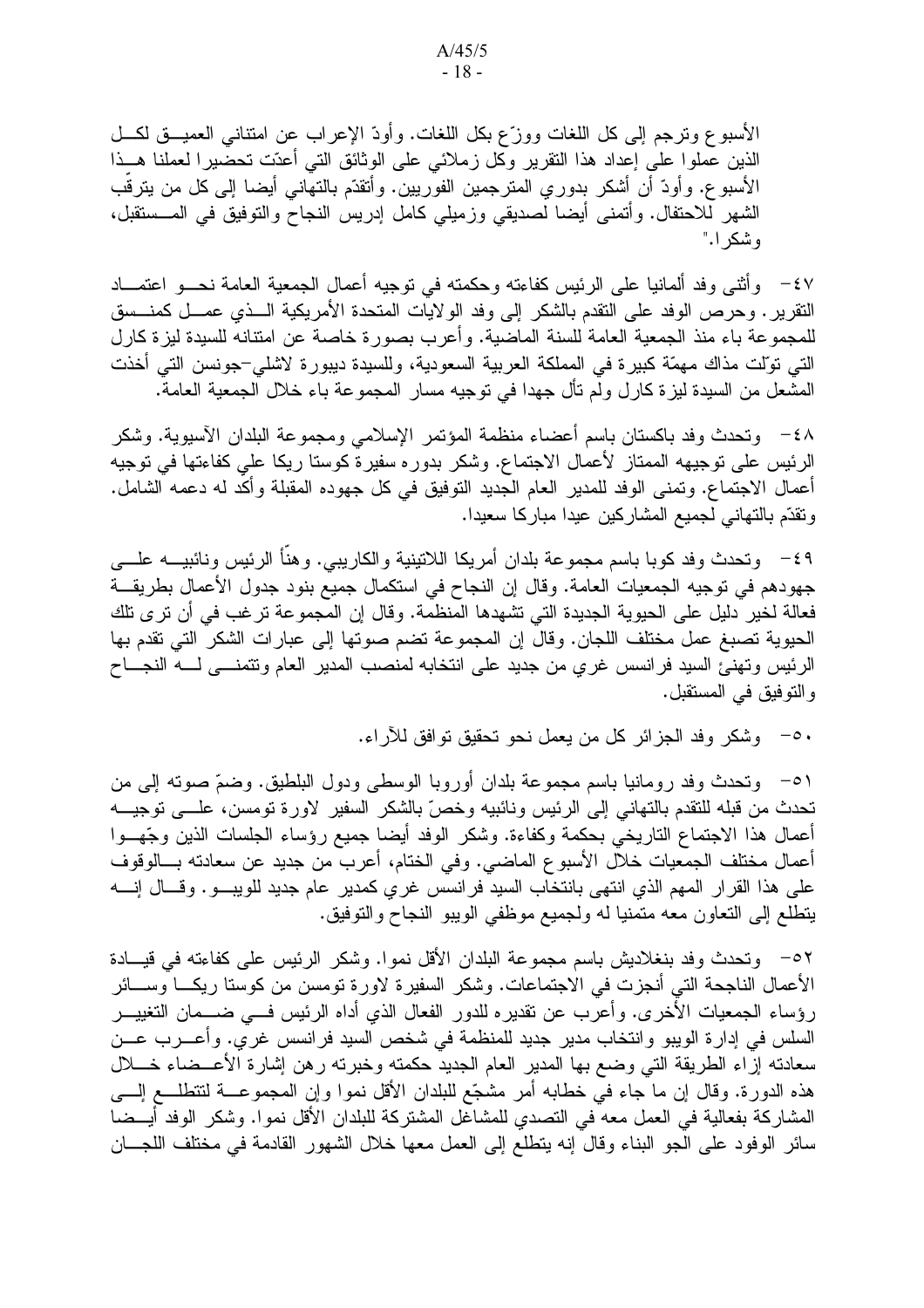الأسبوع وترجم إلى كل اللغات ووزّع بكل اللغات. وأودّ الإعراب عن امتناني العميق لكل الذين عملوا على إعداد هذا التقرير وكل زملائي على الوثائق التي أعدّت تحضيرا لعملنا هذا الأسبوع. وأودّ أن أشكر بدوري المترجمين الفوريين. وأتقدّم بالتهاني أيضا إلى كل من يترقّب الشهر للاحتفال. وأتمنى أيضا لصديقي وزميلي كامل إدريس النجاح والتوفيق في المستقبل، وشكرا."

٤٧- وأثنى وفد ألمانيا على الرئيس كفاءته وحكمته في توجيه أعمال الجمعية العامة نحو اعتماد التقرير. وحرص الوفد على التقدم بالشكر إلى وفد الولايات المتحدة الأمريكية الذي عمل كمنسق للمجموعة باء منذ الجمعية العامة للسنة الماضية. وأعرب بصورة خاصة عن امتنانه للسيدة ليزة كارل التي تولّت مذاك مهمّة كبيرة في المملكة العربية السعودية، وللسيدة ديبورة لاشلي-جونسن التي أخذت المشعل من السيدة ليزة كارل ولم تألُ جهدا في توجيه مسار المجموعة باء خلال الجمعية العامة.

٤٨- وتحدث وفد باكستان باسم أعضاء منظمة المؤتمر الإسلامي ومجموعة البلدان الآسيوية. وشكر الرئيس على توجيهه الممتاز لأعمال الاجتماع. وشكر بدوره سفيرة كوستا ريكا على كفاءتها في توجيه أعمال الاجتماع. وتمنى الوفد للمدير العام الجديد التوفيق في كل جهوده المقبلة وأكّد له دعمه الشامل. وتقدّم بالتهاني لجميع المشاركين عيدا مباركا سعيدا.

٤٩- وتحدث وفد كوبا باسم مجموعة بلدان أمريكا اللاتينية والكاريبي. وهنّأ الرئيس ونائبيه على جهودهم في توجيه الجمعيات العامة. وقال إن النجاح في استكمال جميع بنود جدول الأعمال بطريقة فعالة لخير دليل على الحيوية الجديدة التي تشهدها المنظمة. وقال إن المجموعة ترغب في أن ترى تلك الحيوية تصبغ عمل مختلف اللجان. وقال إن المجموعة تضم صوتها إلى عبارات الشكر التي تقدم بها الرئيس وتهنئ السيد فرانسس غري من جديد على انتخابه لمنصب المدير العام وتتمنى له النجاح والتوفيق في المستقبل.

٥٠- وشكر وفد الجزائر كل من يعمل نحو تحقيق توافق للآراء.

٥١- وتحدث وفد رومانيا باسم مجموعة بلدان أوروبا الوسطى ودول البلطيق. وضمّ صوته إلى من تحدث من قبله للتقدم بالتهاني إلى الرئيس ونائبيه وخصّ بالشكر السفير لاورة تومسن، على توجيه أعمال هذا الاجتماع التاريخي بحكمة وكفاءة. وشكر الوفد أيضا جميع رؤساء الجلسات الذين وجّهوا أعمال مختلف الجمعيات خلال الأسبوع الماضي. وفي الختام، أعرب من جديد عن سعادته بالوقوف على هذا القرار المهم الذي انتهى بانتخاب السيد فرانسس غري كمدير عام جديد للويبو. وقال إنه يتطلع إلى التعاون معه متمنيا له ولجميع موظفي الويبو النجاح والتوفيق.

٥٢- وتحدث وفد بنغلاديش باسم مجموعة البلدان الأقل نموا. وشكر الرئيس على كفاءته في قيادة الأعمال الناجحة التي أنجزت في الاجتماعات. وشكر السفيرة لاورة تومسن من كوستا ريكا وسائر رؤساء الجمعيات الأخرى. وأعرب عن تقديره للدور الفعال الذي أداه الرئيس في ضمان التغيير السلس في إدارة الويبو وانتخاب مدير جديد للمنظمة في شخص السيد فرانسس غري. وأعرب عن سعادته إزاء الطريقة التي وضع بها المدير العام الجديد حكمته وخبرته رهن إشارة الأعضاء خلال هذه الدورة. وقال إن ما جاء في خطابه أمر مشجّع للبلدان الأقل نموا وإن المجموعة لتتطلع إلى المشاركة بفعالية في العمل معه في التصدي للمشاغل المشتركة للبلدان الأقل نموا. وشكر الوفد أيضا سائر الوفود على الجو البناء وقال إنه يتطلع إلى العمل معها خلال الشهور القادمة في مختلف اللجان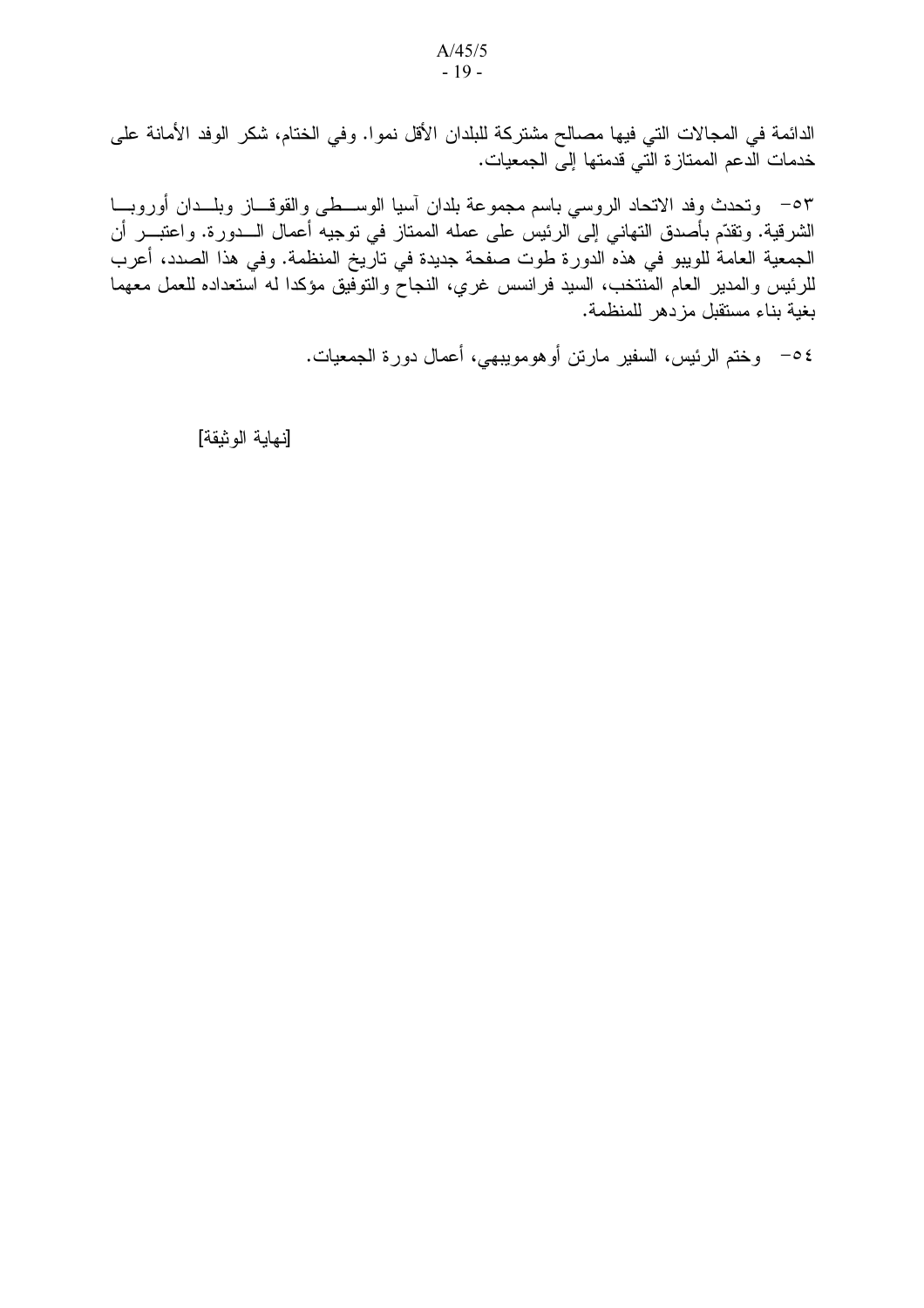الدائمة في المجالات التي فيها مصالح مشتركة للبلدان الأقل نموا. وفي الختام، شكر الوفد الأمانة على خدمات الدعم الممتازة التي قدمتها إلى الجمعيات.

٥٣- وتحدث وفد الاتحاد الروسي باسم مجموعة بلدان آسيا الوسطى والقوقاز وبلدان أوروبا الشرقية. وتقدّم بأصدق التهاني إلى الرئيس على عمله الممتاز في توجيه أعمال الدورة. واعتبر أن الجمعية العامة للويبو في هذه الدورة طوت صفحة جديدة في تاريخ المنظمة. وفي هذا الصدد، أعرب للرئيس والمدير العام المنتخب، السيد فرانسس غري، النجاح والتوفيق مؤكدا له استعداده للعمل معهما بغية بناء مستقبل مزدهر للمنظمة.

٥٤- وختم الرئيس، السفير مارتن أوهومويبهي، أعمال دورة الجمعيات.

[نهاية الوثيقة]